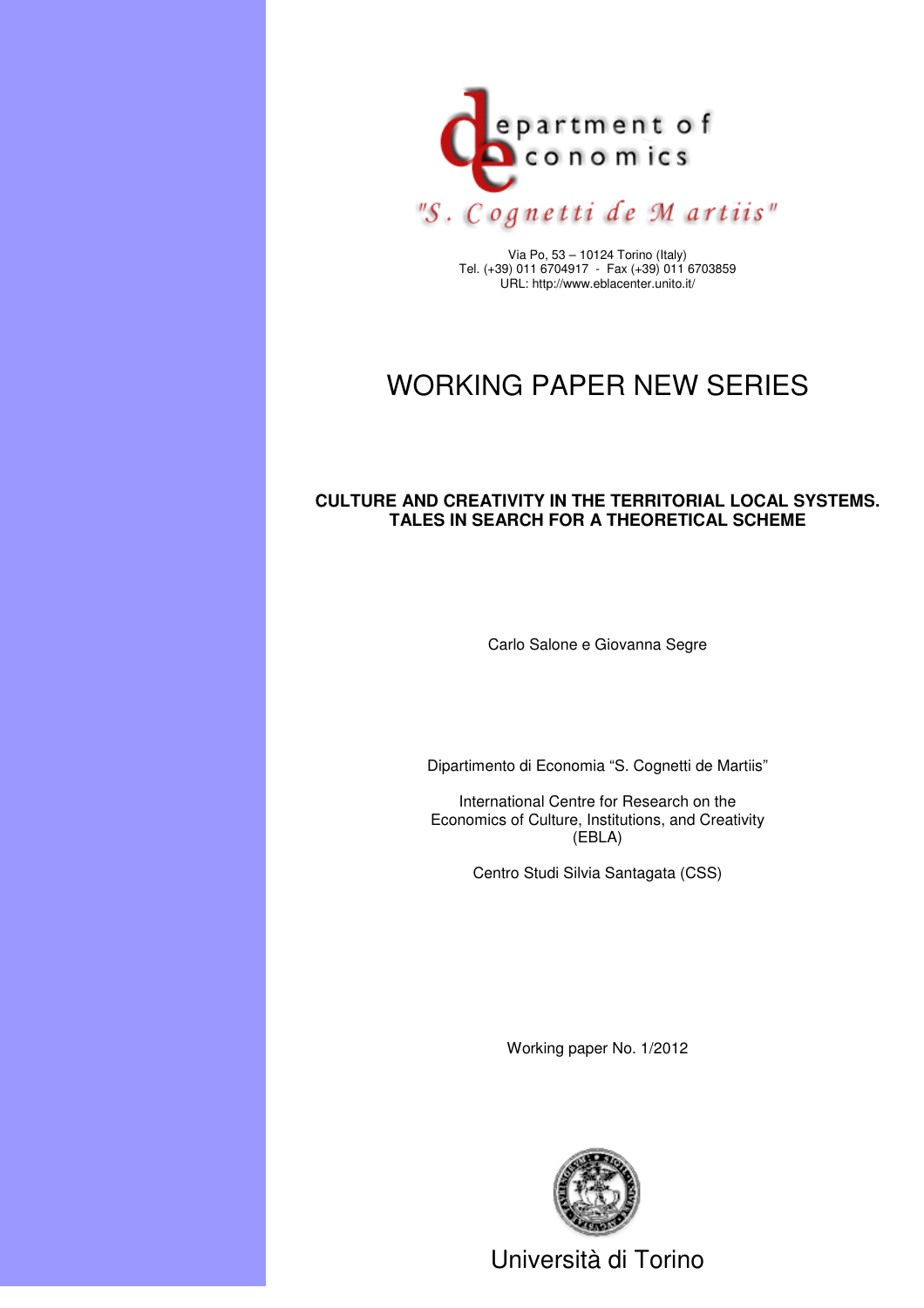department of economics

"S. Cognetti de Martiis"

Via Po, 53 – 10124 Torino (Italy)
Tel. (+39) 011 6704917 - Fax (+39) 011 6703859
URL: http://www.eblacenter.unito.it/

# WORKING PAPER NEW SERIES

## CULTURE AND CREATIVITY IN THE TERRITORIAL LOCAL SYSTEMS. TALES IN SEARCH FOR A THEORETICAL SCHEME

Carlo Salone e Giovanna Segre

Dipartimento di Economia "S. Cognetti de Martiis"

International Centre for Research on the Economics of Culture, Institutions, and Creativity (EBLA)

Centro Studi Silvia Santagata (CSS)

Working paper No. 1/2012

Università di Torino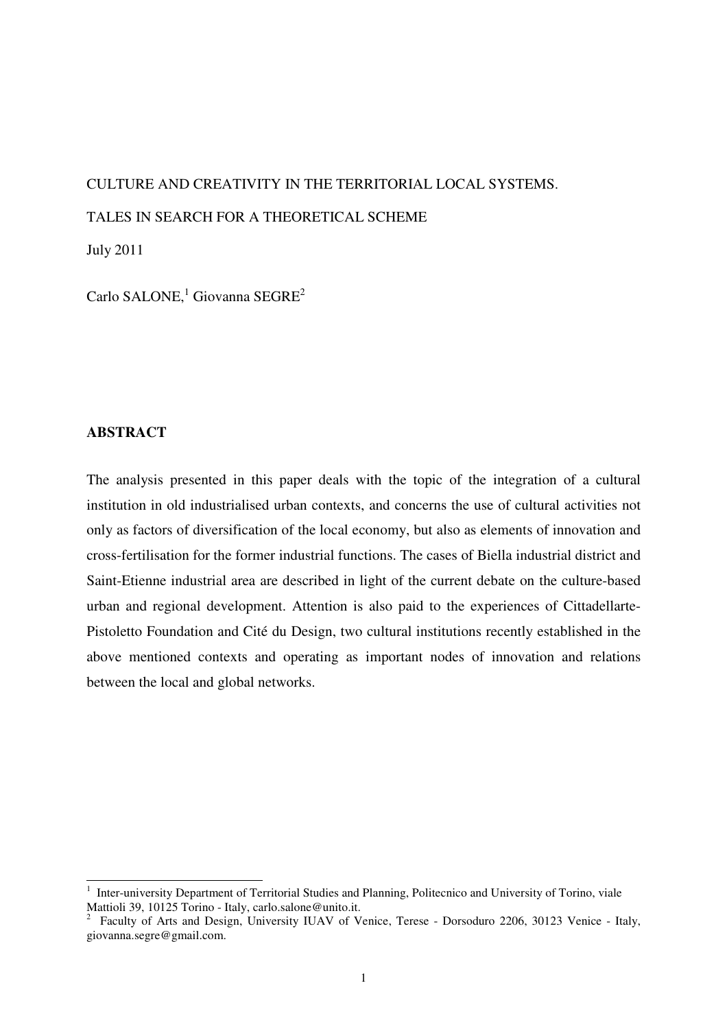CULTURE AND CREATIVITY IN THE TERRITORIAL LOCAL SYSTEMS.

TALES IN SEARCH FOR A THEORETICAL SCHEME

July 2011

Carlo SALONE,[1] Giovanna SEGRE[2]

**ABSTRACT**

The analysis presented in this paper deals with the topic of the integration of a cultural institution in old industrialised urban contexts, and concerns the use of cultural activities not only as factors of diversification of the local economy, but also as elements of innovation and cross-fertilisation for the former industrial functions. The cases of Biella industrial district and Saint-Etienne industrial area are described in light of the current debate on the culture-based urban and regional development. Attention is also paid to the experiences of Cittadellarte-Pistoletto Foundation and Cité du Design, two cultural institutions recently established in the above mentioned contexts and operating as important nodes of innovation and relations between the local and global networks.

---

[1] Inter-university Department of Territorial Studies and Planning, Politecnico and University of Torino, viale Mattioli 39, 10125 Torino - Italy, carlo.salone@unito.it.

[2] Faculty of Arts and Design, University IUAV of Venice, Terese - Dorsoduro 2206, 30123 Venice - Italy, giovanna.segre@gmail.com.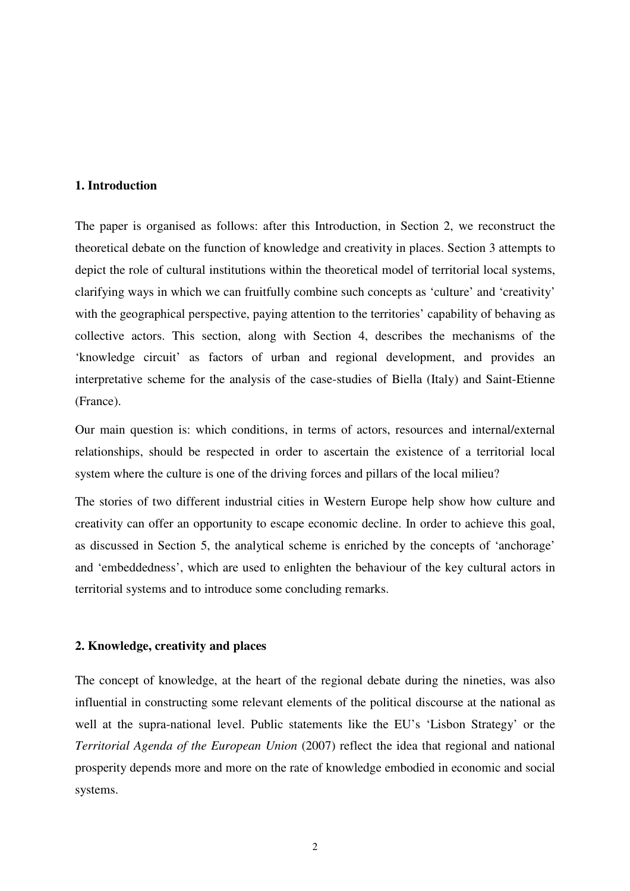## 1. Introduction

The paper is organised as follows: after this Introduction, in Section 2, we reconstruct the theoretical debate on the function of knowledge and creativity in places. Section 3 attempts to depict the role of cultural institutions within the theoretical model of territorial local systems, clarifying ways in which we can fruitfully combine such concepts as 'culture' and 'creativity' with the geographical perspective, paying attention to the territories' capability of behaving as collective actors. This section, along with Section 4, describes the mechanisms of the 'knowledge circuit' as factors of urban and regional development, and provides an interpretative scheme for the analysis of the case-studies of Biella (Italy) and Saint-Etienne (France).

Our main question is: which conditions, in terms of actors, resources and internal/external relationships, should be respected in order to ascertain the existence of a territorial local system where the culture is one of the driving forces and pillars of the local milieu?

The stories of two different industrial cities in Western Europe help show how culture and creativity can offer an opportunity to escape economic decline. In order to achieve this goal, as discussed in Section 5, the analytical scheme is enriched by the concepts of 'anchorage' and 'embeddedness', which are used to enlighten the behaviour of the key cultural actors in territorial systems and to introduce some concluding remarks.

## 2. Knowledge, creativity and places

The concept of knowledge, at the heart of the regional debate during the nineties, was also influential in constructing some relevant elements of the political discourse at the national as well at the supra-national level. Public statements like the EU's 'Lisbon Strategy' or the *Territorial Agenda of the European Union* (2007) reflect the idea that regional and national prosperity depends more and more on the rate of knowledge embodied in economic and social systems.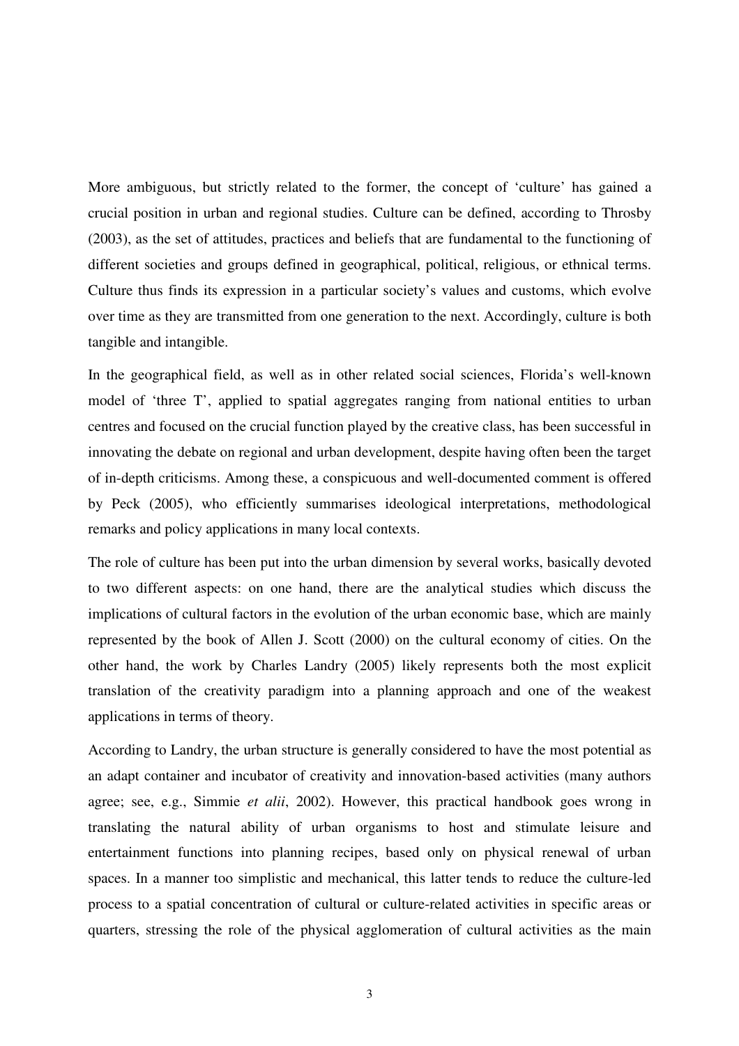More ambiguous, but strictly related to the former, the concept of 'culture' has gained a crucial position in urban and regional studies. Culture can be defined, according to Throsby (2003), as the set of attitudes, practices and beliefs that are fundamental to the functioning of different societies and groups defined in geographical, political, religious, or ethnical terms. Culture thus finds its expression in a particular society's values and customs, which evolve over time as they are transmitted from one generation to the next. Accordingly, culture is both tangible and intangible.

In the geographical field, as well as in other related social sciences, Florida's well-known model of 'three T', applied to spatial aggregates ranging from national entities to urban centres and focused on the crucial function played by the creative class, has been successful in innovating the debate on regional and urban development, despite having often been the target of in-depth criticisms. Among these, a conspicuous and well-documented comment is offered by Peck (2005), who efficiently summarises ideological interpretations, methodological remarks and policy applications in many local contexts.

The role of culture has been put into the urban dimension by several works, basically devoted to two different aspects: on one hand, there are the analytical studies which discuss the implications of cultural factors in the evolution of the urban economic base, which are mainly represented by the book of Allen J. Scott (2000) on the cultural economy of cities. On the other hand, the work by Charles Landry (2005) likely represents both the most explicit translation of the creativity paradigm into a planning approach and one of the weakest applications in terms of theory.

According to Landry, the urban structure is generally considered to have the most potential as an adapt container and incubator of creativity and innovation-based activities (many authors agree; see, e.g., Simmie *et alii*, 2002). However, this practical handbook goes wrong in translating the natural ability of urban organisms to host and stimulate leisure and entertainment functions into planning recipes, based only on physical renewal of urban spaces. In a manner too simplistic and mechanical, this latter tends to reduce the culture-led process to a spatial concentration of cultural or culture-related activities in specific areas or quarters, stressing the role of the physical agglomeration of cultural activities as the main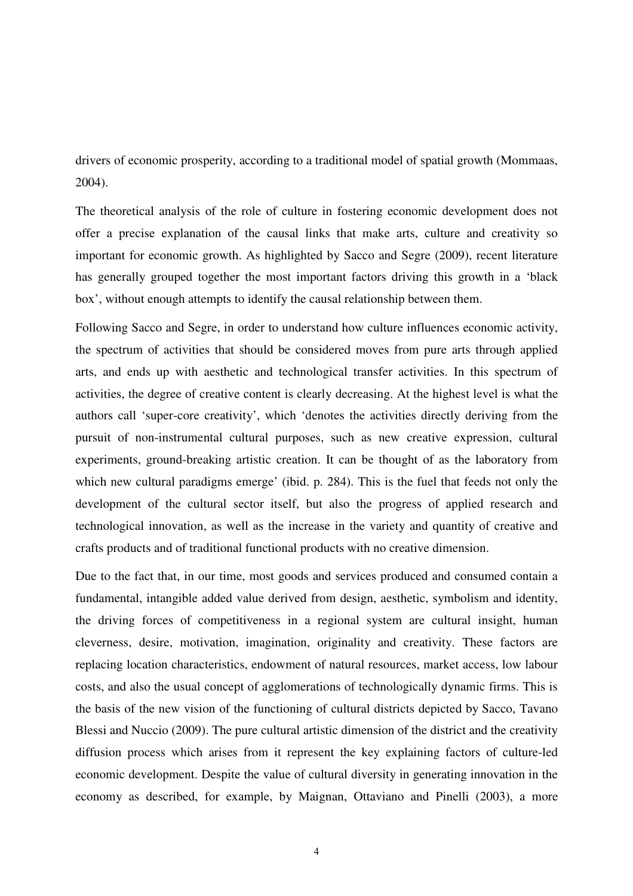drivers of economic prosperity, according to a traditional model of spatial growth (Mommaas, 2004).

The theoretical analysis of the role of culture in fostering economic development does not offer a precise explanation of the causal links that make arts, culture and creativity so important for economic growth. As highlighted by Sacco and Segre (2009), recent literature has generally grouped together the most important factors driving this growth in a 'black box', without enough attempts to identify the causal relationship between them.

Following Sacco and Segre, in order to understand how culture influences economic activity, the spectrum of activities that should be considered moves from pure arts through applied arts, and ends up with aesthetic and technological transfer activities. In this spectrum of activities, the degree of creative content is clearly decreasing. At the highest level is what the authors call 'super-core creativity', which 'denotes the activities directly deriving from the pursuit of non-instrumental cultural purposes, such as new creative expression, cultural experiments, ground-breaking artistic creation. It can be thought of as the laboratory from which new cultural paradigms emerge' (ibid. p. 284). This is the fuel that feeds not only the development of the cultural sector itself, but also the progress of applied research and technological innovation, as well as the increase in the variety and quantity of creative and crafts products and of traditional functional products with no creative dimension.

Due to the fact that, in our time, most goods and services produced and consumed contain a fundamental, intangible added value derived from design, aesthetic, symbolism and identity, the driving forces of competitiveness in a regional system are cultural insight, human cleverness, desire, motivation, imagination, originality and creativity. These factors are replacing location characteristics, endowment of natural resources, market access, low labour costs, and also the usual concept of agglomerations of technologically dynamic firms. This is the basis of the new vision of the functioning of cultural districts depicted by Sacco, Tavano Blessi and Nuccio (2009). The pure cultural artistic dimension of the district and the creativity diffusion process which arises from it represent the key explaining factors of culture-led economic development. Despite the value of cultural diversity in generating innovation in the economy as described, for example, by Maignan, Ottaviano and Pinelli (2003), a more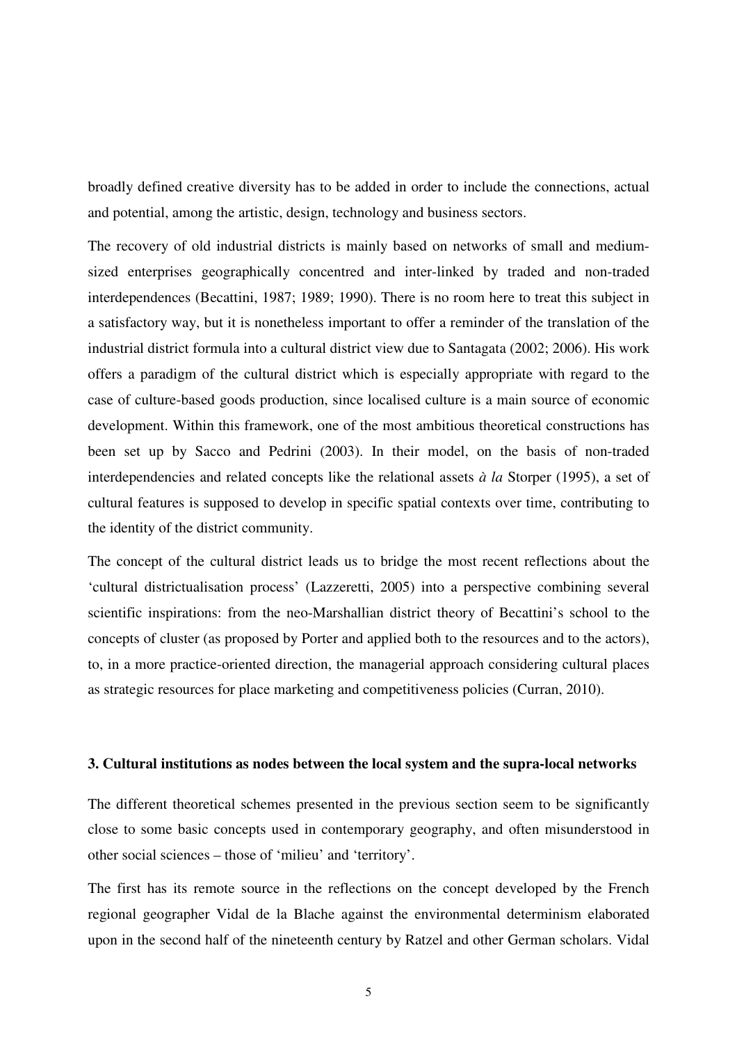broadly defined creative diversity has to be added in order to include the connections, actual and potential, among the artistic, design, technology and business sectors.

The recovery of old industrial districts is mainly based on networks of small and medium-sized enterprises geographically concentred and inter-linked by traded and non-traded interdependences (Becattini, 1987; 1989; 1990). There is no room here to treat this subject in a satisfactory way, but it is nonetheless important to offer a reminder of the translation of the industrial district formula into a cultural district view due to Santagata (2002; 2006). His work offers a paradigm of the cultural district which is especially appropriate with regard to the case of culture-based goods production, since localised culture is a main source of economic development. Within this framework, one of the most ambitious theoretical constructions has been set up by Sacco and Pedrini (2003). In their model, on the basis of non-traded interdependencies and related concepts like the relational assets *à la* Storper (1995), a set of cultural features is supposed to develop in specific spatial contexts over time, contributing to the identity of the district community.

The concept of the cultural district leads us to bridge the most recent reflections about the 'cultural districtualisation process' (Lazzeretti, 2005) into a perspective combining several scientific inspirations: from the neo-Marshallian district theory of Becattini's school to the concepts of cluster (as proposed by Porter and applied both to the resources and to the actors), to, in a more practice-oriented direction, the managerial approach considering cultural places as strategic resources for place marketing and competitiveness policies (Curran, 2010).

## 3. Cultural institutions as nodes between the local system and the supra-local networks

The different theoretical schemes presented in the previous section seem to be significantly close to some basic concepts used in contemporary geography, and often misunderstood in other social sciences – those of 'milieu' and 'territory'.

The first has its remote source in the reflections on the concept developed by the French regional geographer Vidal de la Blache against the environmental determinism elaborated upon in the second half of the nineteenth century by Ratzel and other German scholars. Vidal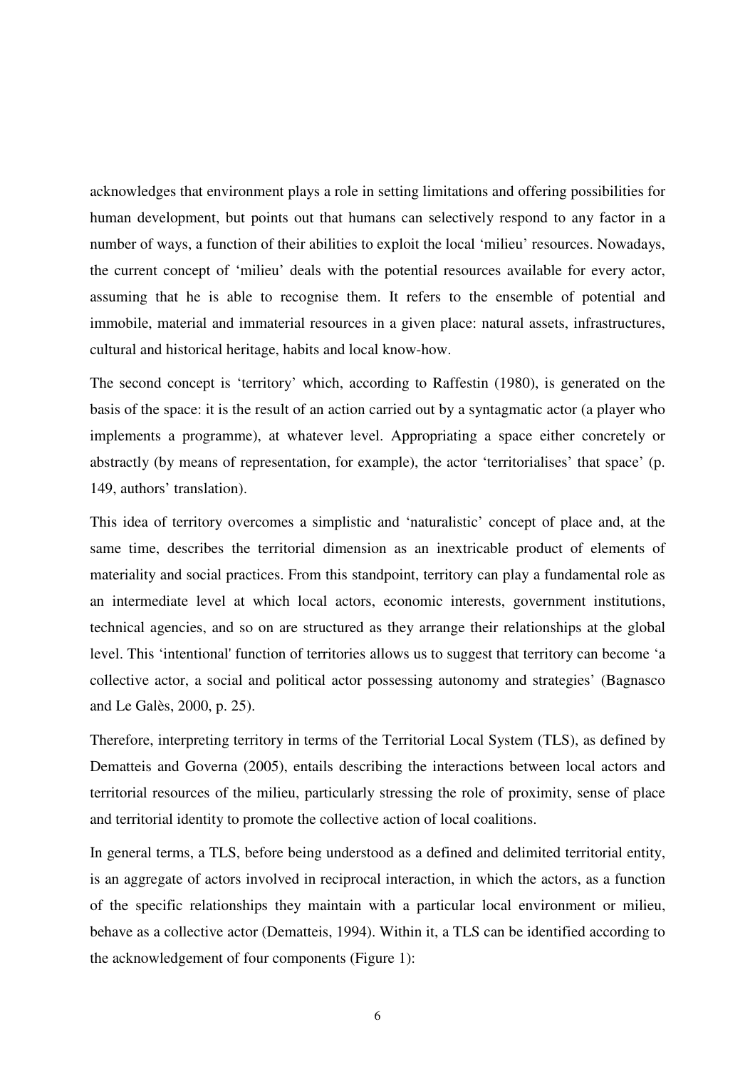acknowledges that environment plays a role in setting limitations and offering possibilities for human development, but points out that humans can selectively respond to any factor in a number of ways, a function of their abilities to exploit the local 'milieu' resources. Nowadays, the current concept of 'milieu' deals with the potential resources available for every actor, assuming that he is able to recognise them. It refers to the ensemble of potential and immobile, material and immaterial resources in a given place: natural assets, infrastructures, cultural and historical heritage, habits and local know-how.

The second concept is 'territory' which, according to Raffestin (1980), is generated on the basis of the space: it is the result of an action carried out by a syntagmatic actor (a player who implements a programme), at whatever level. Appropriating a space either concretely or abstractly (by means of representation, for example), the actor 'territorialises' that space' (p. 149, authors' translation).

This idea of territory overcomes a simplistic and 'naturalistic' concept of place and, at the same time, describes the territorial dimension as an inextricable product of elements of materiality and social practices. From this standpoint, territory can play a fundamental role as an intermediate level at which local actors, economic interests, government institutions, technical agencies, and so on are structured as they arrange their relationships at the global level. This 'intentional' function of territories allows us to suggest that territory can become 'a collective actor, a social and political actor possessing autonomy and strategies' (Bagnasco and Le Galès, 2000, p. 25).

Therefore, interpreting territory in terms of the Territorial Local System (TLS), as defined by Dematteis and Governa (2005), entails describing the interactions between local actors and territorial resources of the milieu, particularly stressing the role of proximity, sense of place and territorial identity to promote the collective action of local coalitions.

In general terms, a TLS, before being understood as a defined and delimited territorial entity, is an aggregate of actors involved in reciprocal interaction, in which the actors, as a function of the specific relationships they maintain with a particular local environment or milieu, behave as a collective actor (Dematteis, 1994). Within it, a TLS can be identified according to the acknowledgement of four components (Figure 1):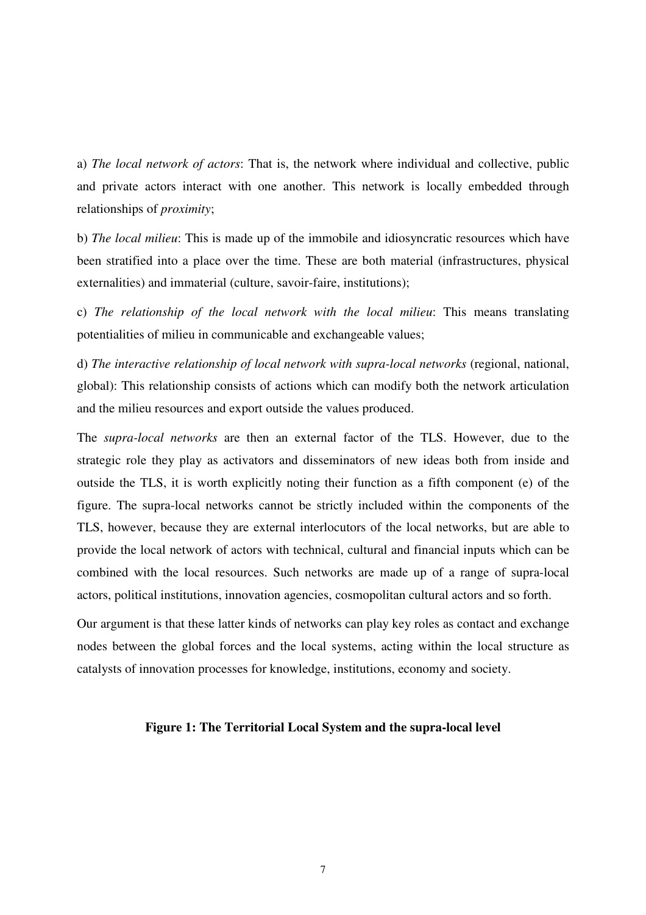a) *The local network of actors*: That is, the network where individual and collective, public and private actors interact with one another. This network is locally embedded through relationships of *proximity*;

b) *The local milieu*: This is made up of the immobile and idiosyncratic resources which have been stratified into a place over the time. These are both material (infrastructures, physical externalities) and immaterial (culture, savoir-faire, institutions);

c) *The relationship of the local network with the local milieu*: This means translating potentialities of milieu in communicable and exchangeable values;

d) *The interactive relationship of local network with supra-local networks* (regional, national, global): This relationship consists of actions which can modify both the network articulation and the milieu resources and export outside the values produced.

The *supra-local networks* are then an external factor of the TLS. However, due to the strategic role they play as activators and disseminators of new ideas both from inside and outside the TLS, it is worth explicitly noting their function as a fifth component (e) of the figure. The supra-local networks cannot be strictly included within the components of the TLS, however, because they are external interlocutors of the local networks, but are able to provide the local network of actors with technical, cultural and financial inputs which can be combined with the local resources. Such networks are made up of a range of supra-local actors, political institutions, innovation agencies, cosmopolitan cultural actors and so forth.

Our argument is that these latter kinds of networks can play key roles as contact and exchange nodes between the global forces and the local systems, acting within the local structure as catalysts of innovation processes for knowledge, institutions, economy and society.

**Figure 1: The Territorial Local System and the supra-local level**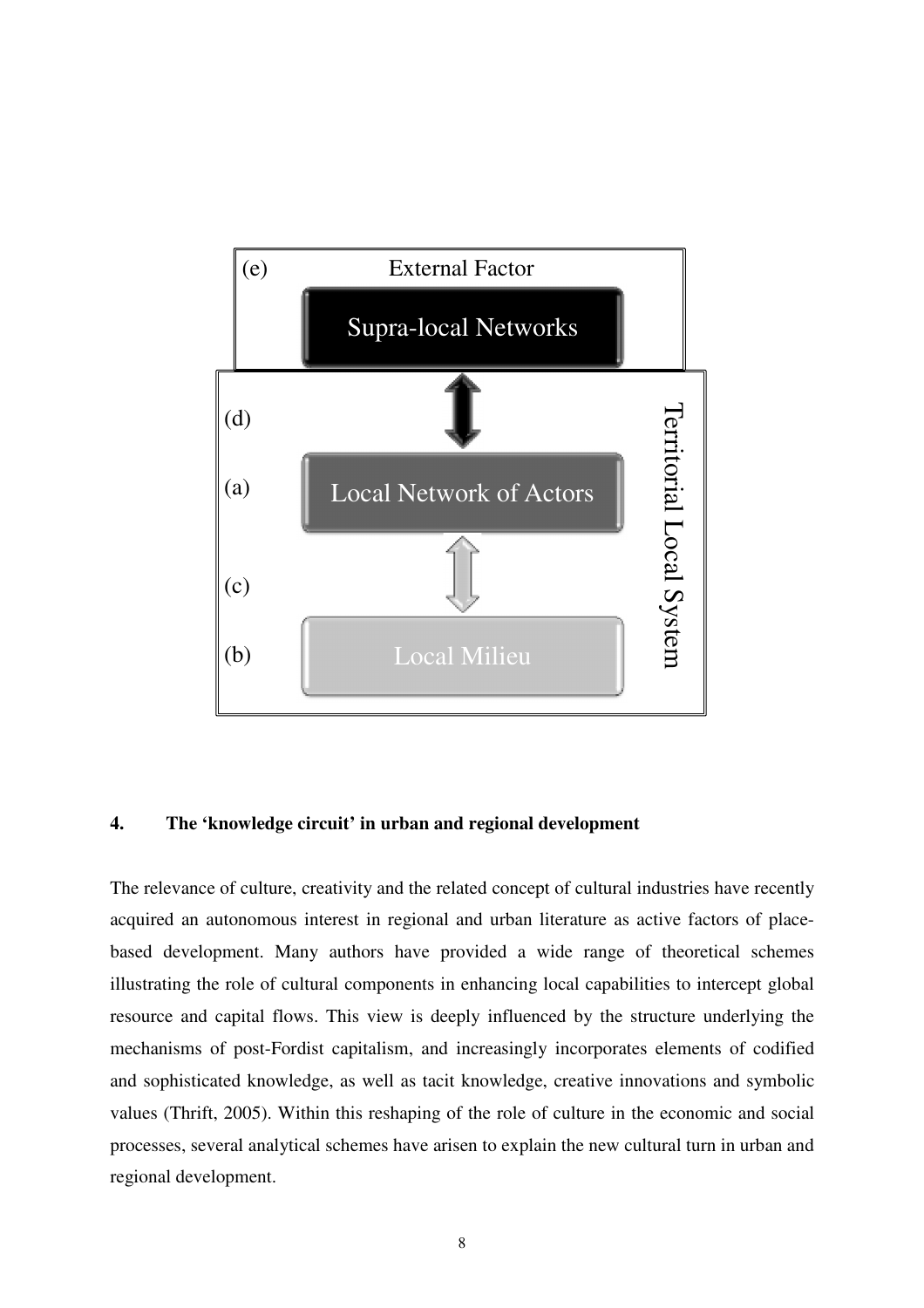(e) External Factor

Supra-local Networks

(d)

(a) Local Network of Actors

(c)

(b) Local Milieu

Territorial Local System

## 4. The 'knowledge circuit' in urban and regional development

The relevance of culture, creativity and the related concept of cultural industries have recently acquired an autonomous interest in regional and urban literature as active factors of place-based development. Many authors have provided a wide range of theoretical schemes illustrating the role of cultural components in enhancing local capabilities to intercept global resource and capital flows. This view is deeply influenced by the structure underlying the mechanisms of post-Fordist capitalism, and increasingly incorporates elements of codified and sophisticated knowledge, as well as tacit knowledge, creative innovations and symbolic values (Thrift, 2005). Within this reshaping of the role of culture in the economic and social processes, several analytical schemes have arisen to explain the new cultural turn in urban and regional development.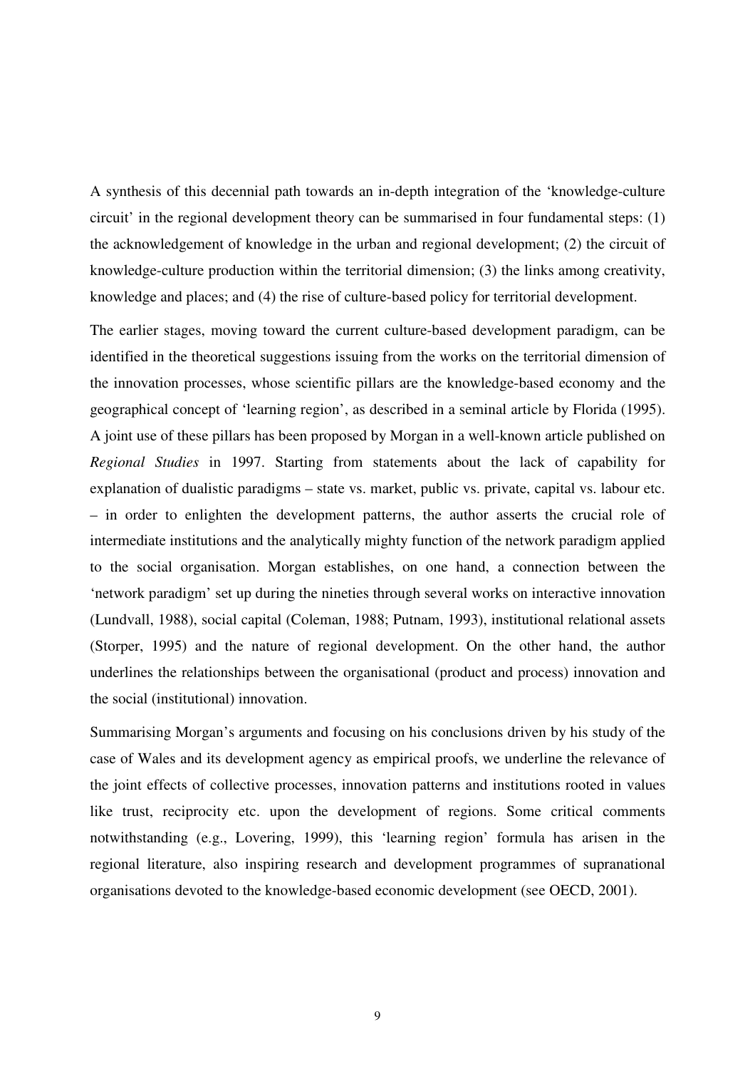A synthesis of this decennial path towards an in-depth integration of the 'knowledge-culture circuit' in the regional development theory can be summarised in four fundamental steps: (1) the acknowledgement of knowledge in the urban and regional development; (2) the circuit of knowledge-culture production within the territorial dimension; (3) the links among creativity, knowledge and places; and (4) the rise of culture-based policy for territorial development.

The earlier stages, moving toward the current culture-based development paradigm, can be identified in the theoretical suggestions issuing from the works on the territorial dimension of the innovation processes, whose scientific pillars are the knowledge-based economy and the geographical concept of 'learning region', as described in a seminal article by Florida (1995). A joint use of these pillars has been proposed by Morgan in a well-known article published on *Regional Studies* in 1997. Starting from statements about the lack of capability for explanation of dualistic paradigms – state vs. market, public vs. private, capital vs. labour etc. – in order to enlighten the development patterns, the author asserts the crucial role of intermediate institutions and the analytically mighty function of the network paradigm applied to the social organisation. Morgan establishes, on one hand, a connection between the 'network paradigm' set up during the nineties through several works on interactive innovation (Lundvall, 1988), social capital (Coleman, 1988; Putnam, 1993), institutional relational assets (Storper, 1995) and the nature of regional development. On the other hand, the author underlines the relationships between the organisational (product and process) innovation and the social (institutional) innovation.

Summarising Morgan's arguments and focusing on his conclusions driven by his study of the case of Wales and its development agency as empirical proofs, we underline the relevance of the joint effects of collective processes, innovation patterns and institutions rooted in values like trust, reciprocity etc. upon the development of regions. Some critical comments notwithstanding (e.g., Lovering, 1999), this 'learning region' formula has arisen in the regional literature, also inspiring research and development programmes of supranational organisations devoted to the knowledge-based economic development (see OECD, 2001).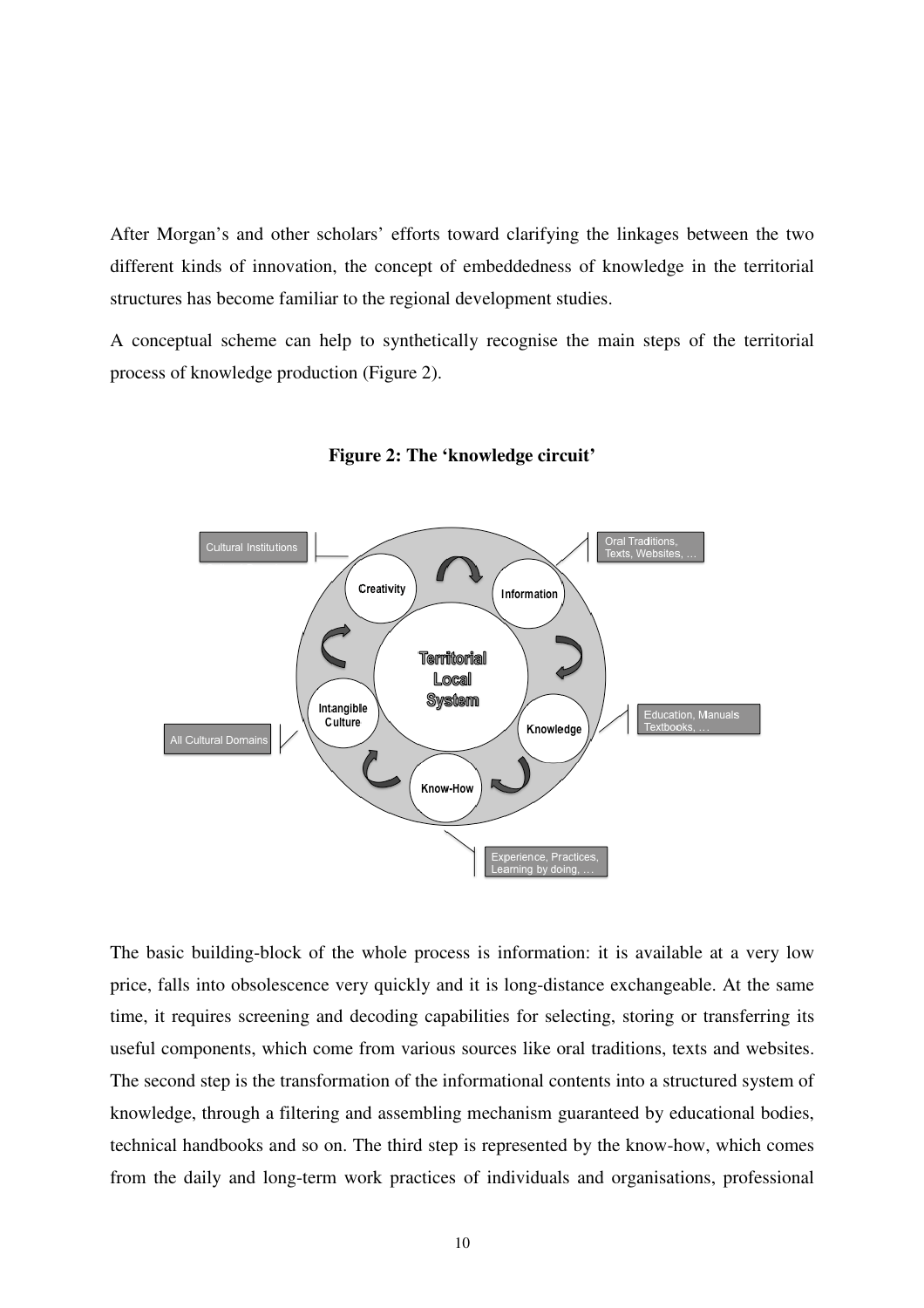After Morgan's and other scholars' efforts toward clarifying the linkages between the two different kinds of innovation, the concept of embeddedness of knowledge in the territorial structures has become familiar to the regional development studies.

A conceptual scheme can help to synthetically recognise the main steps of the territorial process of knowledge production (Figure 2).

**Figure 2: The 'knowledge circuit'**

The basic building-block of the whole process is information: it is available at a very low price, falls into obsolescence very quickly and it is long-distance exchangeable. At the same time, it requires screening and decoding capabilities for selecting, storing or transferring its useful components, which come from various sources like oral traditions, texts and websites. The second step is the transformation of the informational contents into a structured system of knowledge, through a filtering and assembling mechanism guaranteed by educational bodies, technical handbooks and so on. The third step is represented by the know-how, which comes from the daily and long-term work practices of individuals and organisations, professional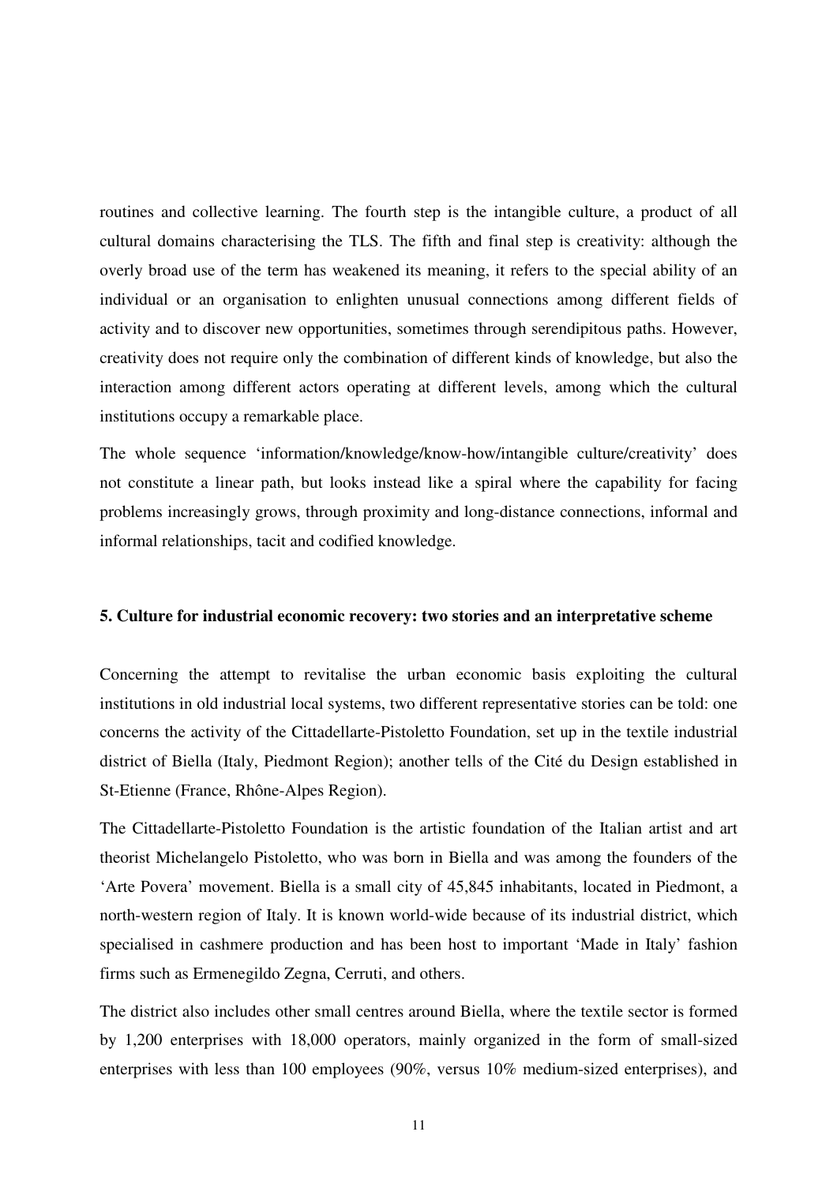routines and collective learning. The fourth step is the intangible culture, a product of all cultural domains characterising the TLS. The fifth and final step is creativity: although the overly broad use of the term has weakened its meaning, it refers to the special ability of an individual or an organisation to enlighten unusual connections among different fields of activity and to discover new opportunities, sometimes through serendipitous paths. However, creativity does not require only the combination of different kinds of knowledge, but also the interaction among different actors operating at different levels, among which the cultural institutions occupy a remarkable place.

The whole sequence 'information/knowledge/know-how/intangible culture/creativity' does not constitute a linear path, but looks instead like a spiral where the capability for facing problems increasingly grows, through proximity and long-distance connections, informal and informal relationships, tacit and codified knowledge.

## 5. Culture for industrial economic recovery: two stories and an interpretative scheme

Concerning the attempt to revitalise the urban economic basis exploiting the cultural institutions in old industrial local systems, two different representative stories can be told: one concerns the activity of the Cittadellarte-Pistoletto Foundation, set up in the textile industrial district of Biella (Italy, Piedmont Region); another tells of the Cité du Design established in St-Etienne (France, Rhône-Alpes Region).

The Cittadellarte-Pistoletto Foundation is the artistic foundation of the Italian artist and art theorist Michelangelo Pistoletto, who was born in Biella and was among the founders of the 'Arte Povera' movement. Biella is a small city of 45,845 inhabitants, located in Piedmont, a north-western region of Italy. It is known world-wide because of its industrial district, which specialised in cashmere production and has been host to important 'Made in Italy' fashion firms such as Ermenegildo Zegna, Cerruti, and others.

The district also includes other small centres around Biella, where the textile sector is formed by 1,200 enterprises with 18,000 operators, mainly organized in the form of small-sized enterprises with less than 100 employees (90%, versus 10% medium-sized enterprises), and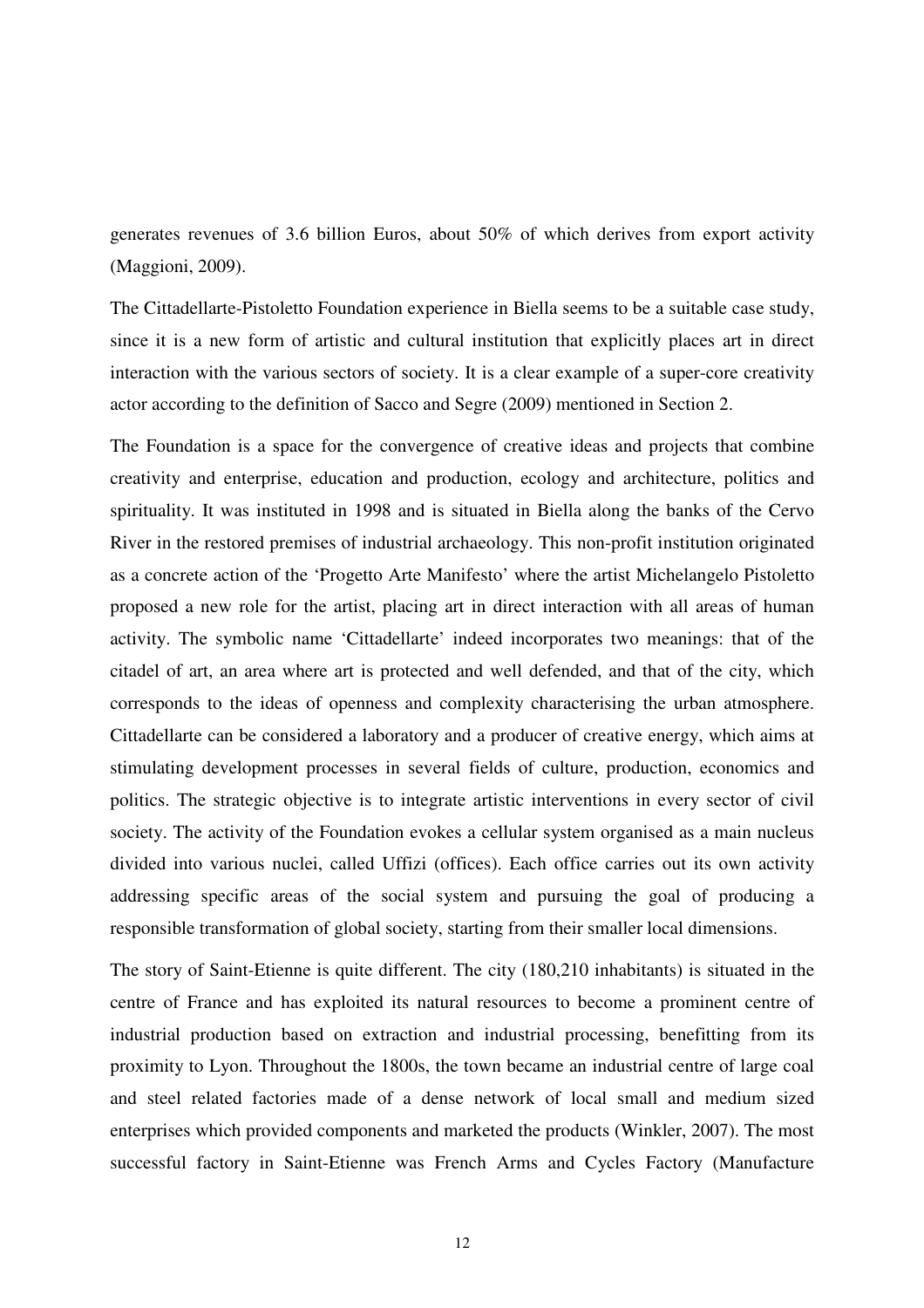generates revenues of 3.6 billion Euros, about 50% of which derives from export activity (Maggioni, 2009).

The Cittadellarte-Pistoletto Foundation experience in Biella seems to be a suitable case study, since it is a new form of artistic and cultural institution that explicitly places art in direct interaction with the various sectors of society. It is a clear example of a super-core creativity actor according to the definition of Sacco and Segre (2009) mentioned in Section 2.

The Foundation is a space for the convergence of creative ideas and projects that combine creativity and enterprise, education and production, ecology and architecture, politics and spirituality. It was instituted in 1998 and is situated in Biella along the banks of the Cervo River in the restored premises of industrial archaeology. This non-profit institution originated as a concrete action of the 'Progetto Arte Manifesto' where the artist Michelangelo Pistoletto proposed a new role for the artist, placing art in direct interaction with all areas of human activity. The symbolic name 'Cittadellarte' indeed incorporates two meanings: that of the citadel of art, an area where art is protected and well defended, and that of the city, which corresponds to the ideas of openness and complexity characterising the urban atmosphere. Cittadellarte can be considered a laboratory and a producer of creative energy, which aims at stimulating development processes in several fields of culture, production, economics and politics. The strategic objective is to integrate artistic interventions in every sector of civil society. The activity of the Foundation evokes a cellular system organised as a main nucleus divided into various nuclei, called Uffizi (offices). Each office carries out its own activity addressing specific areas of the social system and pursuing the goal of producing a responsible transformation of global society, starting from their smaller local dimensions.

The story of Saint-Etienne is quite different. The city (180,210 inhabitants) is situated in the centre of France and has exploited its natural resources to become a prominent centre of industrial production based on extraction and industrial processing, benefitting from its proximity to Lyon. Throughout the 1800s, the town became an industrial centre of large coal and steel related factories made of a dense network of local small and medium sized enterprises which provided components and marketed the products (Winkler, 2007). The most successful factory in Saint-Etienne was French Arms and Cycles Factory (Manufacture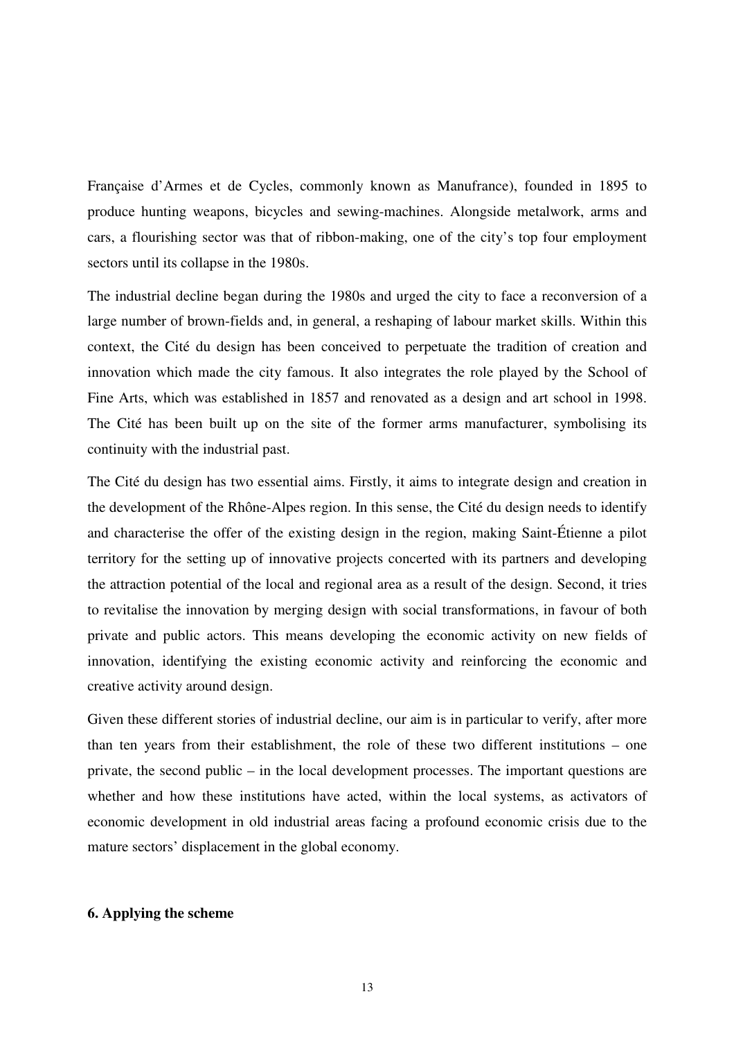Française d'Armes et de Cycles, commonly known as Manufrance), founded in 1895 to produce hunting weapons, bicycles and sewing-machines. Alongside metalwork, arms and cars, a flourishing sector was that of ribbon-making, one of the city's top four employment sectors until its collapse in the 1980s.

The industrial decline began during the 1980s and urged the city to face a reconversion of a large number of brown-fields and, in general, a reshaping of labour market skills. Within this context, the Cité du design has been conceived to perpetuate the tradition of creation and innovation which made the city famous. It also integrates the role played by the School of Fine Arts, which was established in 1857 and renovated as a design and art school in 1998. The Cité has been built up on the site of the former arms manufacturer, symbolising its continuity with the industrial past.

The Cité du design has two essential aims. Firstly, it aims to integrate design and creation in the development of the Rhône-Alpes region. In this sense, the Cité du design needs to identify and characterise the offer of the existing design in the region, making Saint-Étienne a pilot territory for the setting up of innovative projects concerted with its partners and developing the attraction potential of the local and regional area as a result of the design. Second, it tries to revitalise the innovation by merging design with social transformations, in favour of both private and public actors. This means developing the economic activity on new fields of innovation, identifying the existing economic activity and reinforcing the economic and creative activity around design.

Given these different stories of industrial decline, our aim is in particular to verify, after more than ten years from their establishment, the role of these two different institutions – one private, the second public – in the local development processes. The important questions are whether and how these institutions have acted, within the local systems, as activators of economic development in old industrial areas facing a profound economic crisis due to the mature sectors' displacement in the global economy.

## 6. Applying the scheme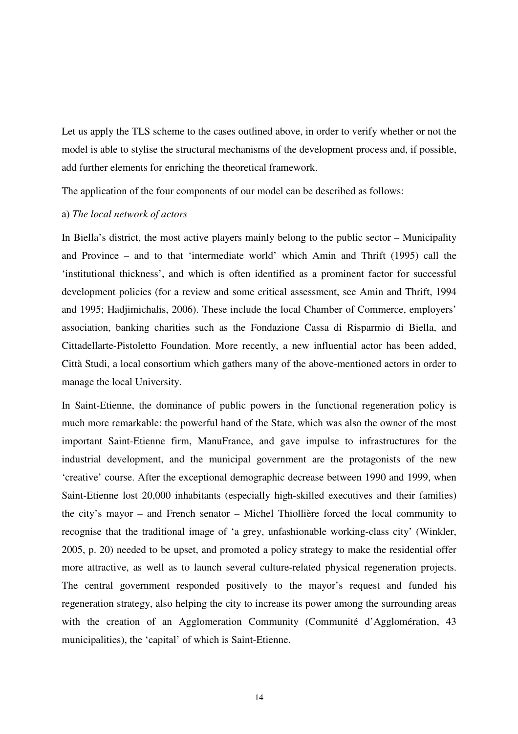Let us apply the TLS scheme to the cases outlined above, in order to verify whether or not the model is able to stylise the structural mechanisms of the development process and, if possible, add further elements for enriching the theoretical framework.

The application of the four components of our model can be described as follows:

a) *The local network of actors*

In Biella's district, the most active players mainly belong to the public sector – Municipality and Province – and to that 'intermediate world' which Amin and Thrift (1995) call the 'institutional thickness', and which is often identified as a prominent factor for successful development policies (for a review and some critical assessment, see Amin and Thrift, 1994 and 1995; Hadjimichalis, 2006). These include the local Chamber of Commerce, employers' association, banking charities such as the Fondazione Cassa di Risparmio di Biella, and Cittadellarte-Pistoletto Foundation. More recently, a new influential actor has been added, Città Studi, a local consortium which gathers many of the above-mentioned actors in order to manage the local University.

In Saint-Etienne, the dominance of public powers in the functional regeneration policy is much more remarkable: the powerful hand of the State, which was also the owner of the most important Saint-Etienne firm, ManuFrance, and gave impulse to infrastructures for the industrial development, and the municipal government are the protagonists of the new 'creative' course. After the exceptional demographic decrease between 1990 and 1999, when Saint-Etienne lost 20,000 inhabitants (especially high-skilled executives and their families) the city's mayor – and French senator – Michel Thiollière forced the local community to recognise that the traditional image of 'a grey, unfashionable working-class city' (Winkler, 2005, p. 20) needed to be upset, and promoted a policy strategy to make the residential offer more attractive, as well as to launch several culture-related physical regeneration projects. The central government responded positively to the mayor's request and funded his regeneration strategy, also helping the city to increase its power among the surrounding areas with the creation of an Agglomeration Community (Communité d'Agglomération, 43 municipalities), the 'capital' of which is Saint-Etienne.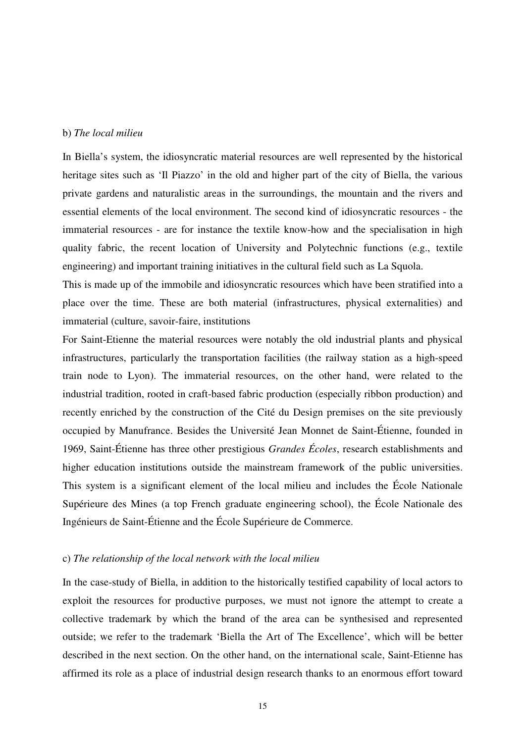b) *The local milieu*

In Biella's system, the idiosyncratic material resources are well represented by the historical heritage sites such as 'Il Piazzo' in the old and higher part of the city of Biella, the various private gardens and naturalistic areas in the surroundings, the mountain and the rivers and essential elements of the local environment. The second kind of idiosyncratic resources - the immaterial resources - are for instance the textile know-how and the specialisation in high quality fabric, the recent location of University and Polytechnic functions (e.g., textile engineering) and important training initiatives in the cultural field such as La Squola.

This is made up of the immobile and idiosyncratic resources which have been stratified into a place over the time. These are both material (infrastructures, physical externalities) and immaterial (culture, savoir-faire, institutions

For Saint-Etienne the material resources were notably the old industrial plants and physical infrastructures, particularly the transportation facilities (the railway station as a high-speed train node to Lyon). The immaterial resources, on the other hand, were related to the industrial tradition, rooted in craft-based fabric production (especially ribbon production) and recently enriched by the construction of the Cité du Design premises on the site previously occupied by Manufrance. Besides the Université Jean Monnet de Saint-Étienne, founded in 1969, Saint-Étienne has three other prestigious *Grandes Écoles*, research establishments and higher education institutions outside the mainstream framework of the public universities. This system is a significant element of the local milieu and includes the École Nationale Supérieure des Mines (a top French graduate engineering school), the École Nationale des Ingénieurs de Saint-Étienne and the École Supérieure de Commerce.

c) *The relationship of the local network with the local milieu*

In the case-study of Biella, in addition to the historically testified capability of local actors to exploit the resources for productive purposes, we must not ignore the attempt to create a collective trademark by which the brand of the area can be synthesised and represented outside; we refer to the trademark 'Biella the Art of The Excellence', which will be better described in the next section. On the other hand, on the international scale, Saint-Etienne has affirmed its role as a place of industrial design research thanks to an enormous effort toward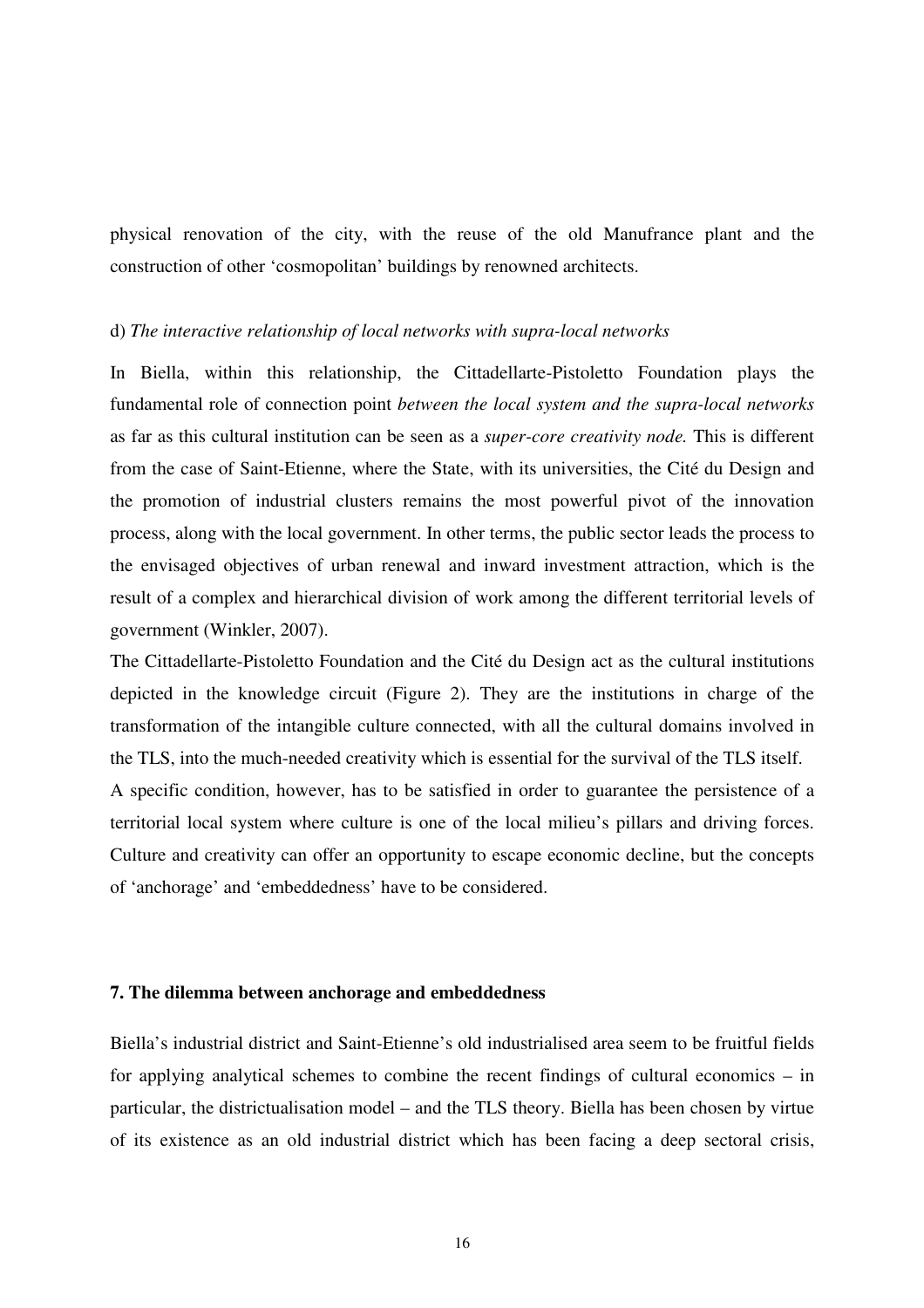physical renovation of the city, with the reuse of the old Manufrance plant and the construction of other 'cosmopolitan' buildings by renowned architects.

d) *The interactive relationship of local networks with supra-local networks*

In Biella, within this relationship, the Cittadellarte-Pistoletto Foundation plays the fundamental role of connection point *between the local system and the supra-local networks* as far as this cultural institution can be seen as a *super-core creativity node.* This is different from the case of Saint-Etienne, where the State, with its universities, the Cité du Design and the promotion of industrial clusters remains the most powerful pivot of the innovation process, along with the local government. In other terms, the public sector leads the process to the envisaged objectives of urban renewal and inward investment attraction, which is the result of a complex and hierarchical division of work among the different territorial levels of government (Winkler, 2007).

The Cittadellarte-Pistoletto Foundation and the Cité du Design act as the cultural institutions depicted in the knowledge circuit (Figure 2). They are the institutions in charge of the transformation of the intangible culture connected, with all the cultural domains involved in the TLS, into the much-needed creativity which is essential for the survival of the TLS itself.

A specific condition, however, has to be satisfied in order to guarantee the persistence of a territorial local system where culture is one of the local milieu's pillars and driving forces. Culture and creativity can offer an opportunity to escape economic decline, but the concepts of 'anchorage' and 'embeddedness' have to be considered.

## 7. The dilemma between anchorage and embeddedness

Biella's industrial district and Saint-Etienne's old industrialised area seem to be fruitful fields for applying analytical schemes to combine the recent findings of cultural economics – in particular, the districtualisation model – and the TLS theory. Biella has been chosen by virtue of its existence as an old industrial district which has been facing a deep sectoral crisis,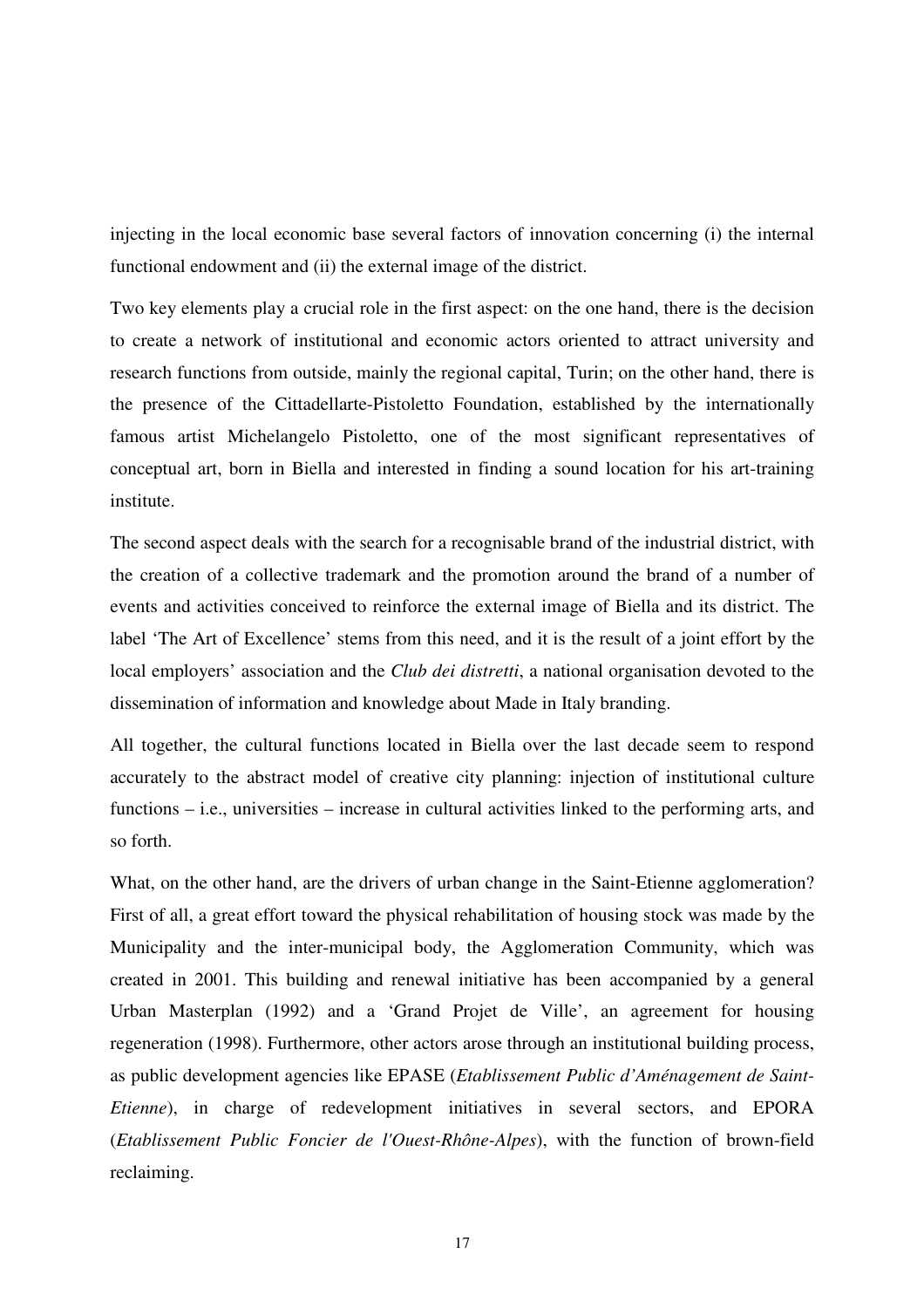injecting in the local economic base several factors of innovation concerning (i) the internal functional endowment and (ii) the external image of the district.

Two key elements play a crucial role in the first aspect: on the one hand, there is the decision to create a network of institutional and economic actors oriented to attract university and research functions from outside, mainly the regional capital, Turin; on the other hand, there is the presence of the Cittadellarte-Pistoletto Foundation, established by the internationally famous artist Michelangelo Pistoletto, one of the most significant representatives of conceptual art, born in Biella and interested in finding a sound location for his art-training institute.

The second aspect deals with the search for a recognisable brand of the industrial district, with the creation of a collective trademark and the promotion around the brand of a number of events and activities conceived to reinforce the external image of Biella and its district. The label 'The Art of Excellence' stems from this need, and it is the result of a joint effort by the local employers' association and the *Club dei distretti*, a national organisation devoted to the dissemination of information and knowledge about Made in Italy branding.

All together, the cultural functions located in Biella over the last decade seem to respond accurately to the abstract model of creative city planning: injection of institutional culture functions – i.e., universities – increase in cultural activities linked to the performing arts, and so forth.

What, on the other hand, are the drivers of urban change in the Saint-Etienne agglomeration? First of all, a great effort toward the physical rehabilitation of housing stock was made by the Municipality and the inter-municipal body, the Agglomeration Community, which was created in 2001. This building and renewal initiative has been accompanied by a general Urban Masterplan (1992) and a 'Grand Projet de Ville', an agreement for housing regeneration (1998). Furthermore, other actors arose through an institutional building process, as public development agencies like EPASE (*Etablissement Public d'Aménagement de Saint-Etienne*), in charge of redevelopment initiatives in several sectors, and EPORA (*Etablissement Public Foncier de l'Ouest-Rhône-Alpes*), with the function of brown-field reclaiming.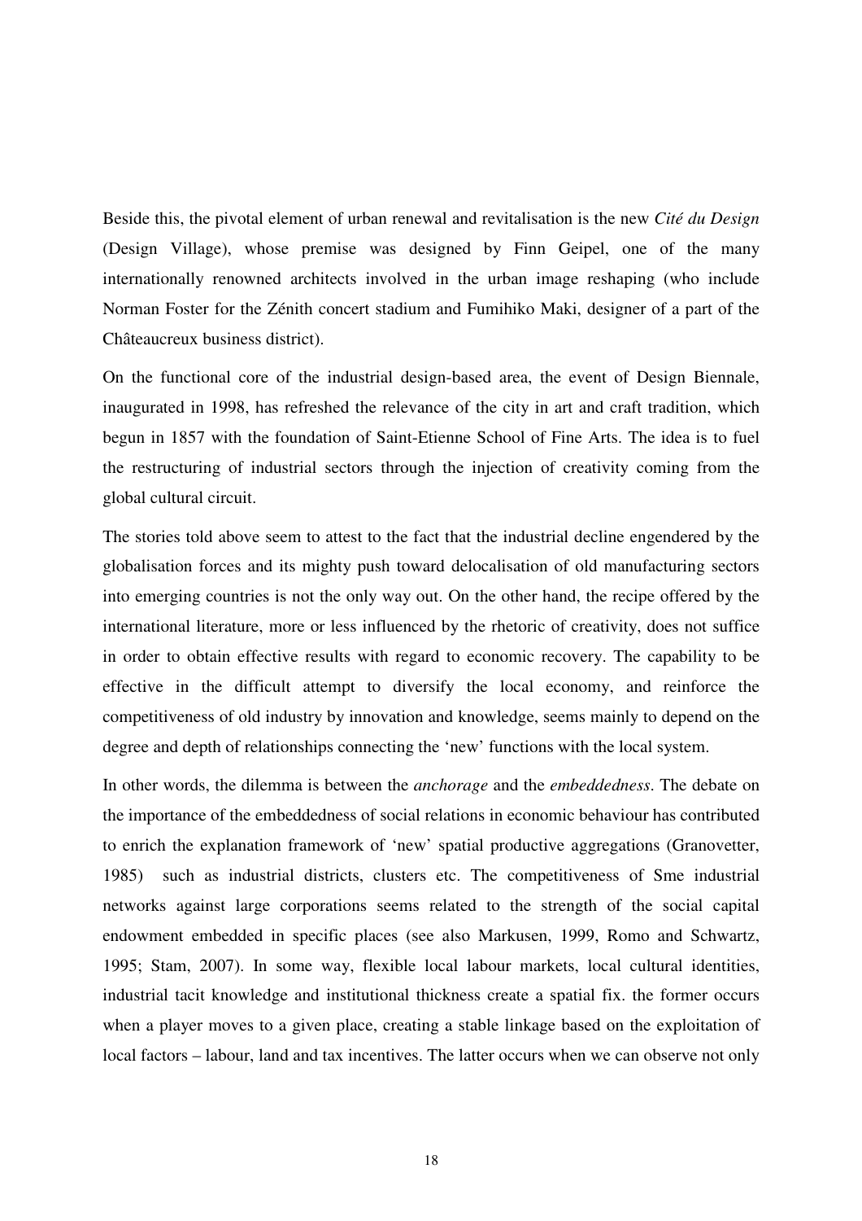Beside this, the pivotal element of urban renewal and revitalisation is the new *Cité du Design* (Design Village), whose premise was designed by Finn Geipel, one of the many internationally renowned architects involved in the urban image reshaping (who include Norman Foster for the Zénith concert stadium and Fumihiko Maki, designer of a part of the Châteaucreux business district).

On the functional core of the industrial design-based area, the event of Design Biennale, inaugurated in 1998, has refreshed the relevance of the city in art and craft tradition, which begun in 1857 with the foundation of Saint-Etienne School of Fine Arts. The idea is to fuel the restructuring of industrial sectors through the injection of creativity coming from the global cultural circuit.

The stories told above seem to attest to the fact that the industrial decline engendered by the globalisation forces and its mighty push toward delocalisation of old manufacturing sectors into emerging countries is not the only way out. On the other hand, the recipe offered by the international literature, more or less influenced by the rhetoric of creativity, does not suffice in order to obtain effective results with regard to economic recovery. The capability to be effective in the difficult attempt to diversify the local economy, and reinforce the competitiveness of old industry by innovation and knowledge, seems mainly to depend on the degree and depth of relationships connecting the 'new' functions with the local system.

In other words, the dilemma is between the *anchorage* and the *embeddedness*. The debate on the importance of the embeddedness of social relations in economic behaviour has contributed to enrich the explanation framework of 'new' spatial productive aggregations (Granovetter, 1985) such as industrial districts, clusters etc. The competitiveness of Sme industrial networks against large corporations seems related to the strength of the social capital endowment embedded in specific places (see also Markusen, 1999, Romo and Schwartz, 1995; Stam, 2007). In some way, flexible local labour markets, local cultural identities, industrial tacit knowledge and institutional thickness create a spatial fix. the former occurs when a player moves to a given place, creating a stable linkage based on the exploitation of local factors – labour, land and tax incentives. The latter occurs when we can observe not only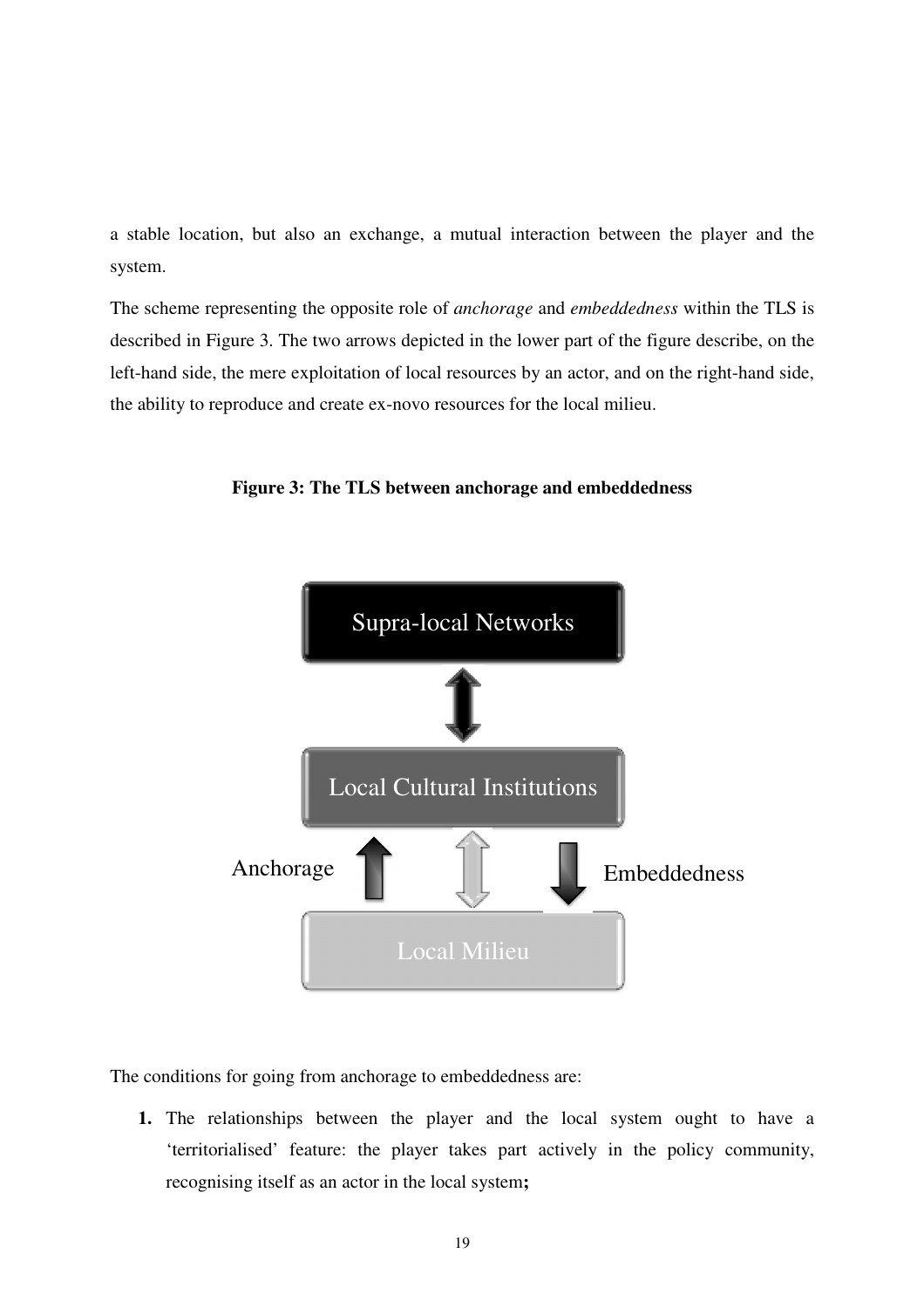a stable location, but also an exchange, a mutual interaction between the player and the system.

The scheme representing the opposite role of *anchorage* and *embeddedness* within the TLS is described in Figure 3. The two arrows depicted in the lower part of the figure describe, on the left-hand side, the mere exploitation of local resources by an actor, and on the right-hand side, the ability to reproduce and create ex-novo resources for the local milieu.

**Figure 3: The TLS between anchorage and embeddedness**

Supra-local Networks

Local Cultural Institutions

Anchorage

Embeddedness

Local Milieu

The conditions for going from anchorage to embeddedness are:

1. The relationships between the player and the local system ought to have a 'territorialised' feature: the player takes part actively in the policy community, recognising itself as an actor in the local system**;**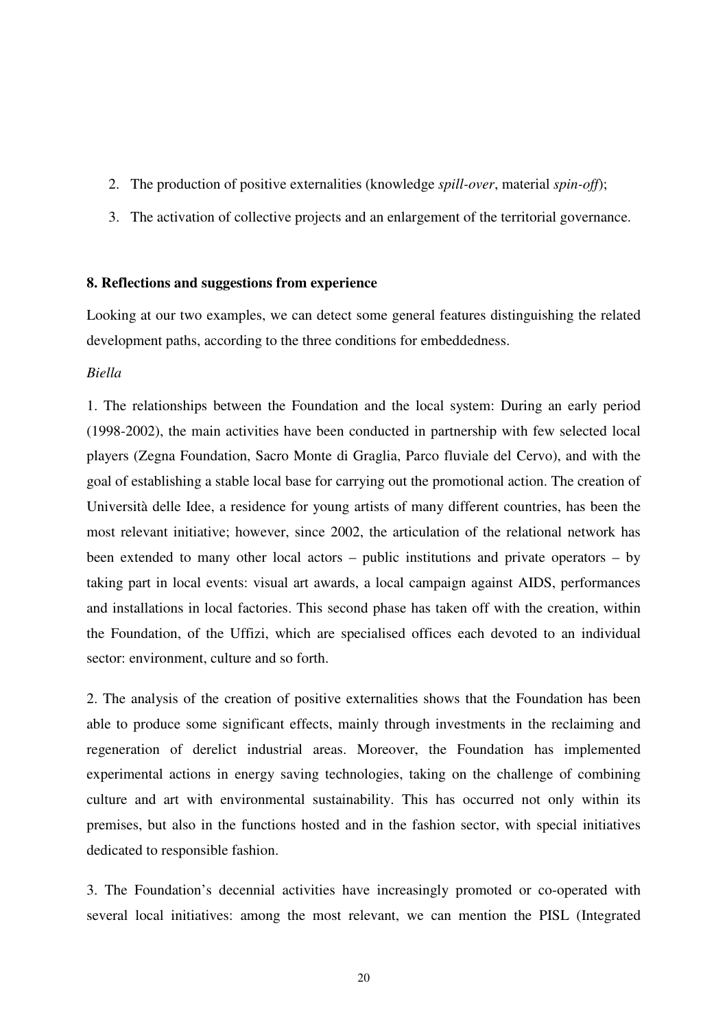2. The production of positive externalities (knowledge *spill-over*, material *spin-off*);
3. The activation of collective projects and an enlargement of the territorial governance.

## 8. Reflections and suggestions from experience

Looking at our two examples, we can detect some general features distinguishing the related development paths, according to the three conditions for embeddedness.

*Biella*

1. The relationships between the Foundation and the local system: During an early period (1998-2002), the main activities have been conducted in partnership with few selected local players (Zegna Foundation, Sacro Monte di Graglia, Parco fluviale del Cervo), and with the goal of establishing a stable local base for carrying out the promotional action. The creation of Università delle Idee, a residence for young artists of many different countries, has been the most relevant initiative; however, since 2002, the articulation of the relational network has been extended to many other local actors – public institutions and private operators – by taking part in local events: visual art awards, a local campaign against AIDS, performances and installations in local factories. This second phase has taken off with the creation, within the Foundation, of the Uffizi, which are specialised offices each devoted to an individual sector: environment, culture and so forth.

2. The analysis of the creation of positive externalities shows that the Foundation has been able to produce some significant effects, mainly through investments in the reclaiming and regeneration of derelict industrial areas. Moreover, the Foundation has implemented experimental actions in energy saving technologies, taking on the challenge of combining culture and art with environmental sustainability. This has occurred not only within its premises, but also in the functions hosted and in the fashion sector, with special initiatives dedicated to responsible fashion.

3. The Foundation's decennial activities have increasingly promoted or co-operated with several local initiatives: among the most relevant, we can mention the PISL (Integrated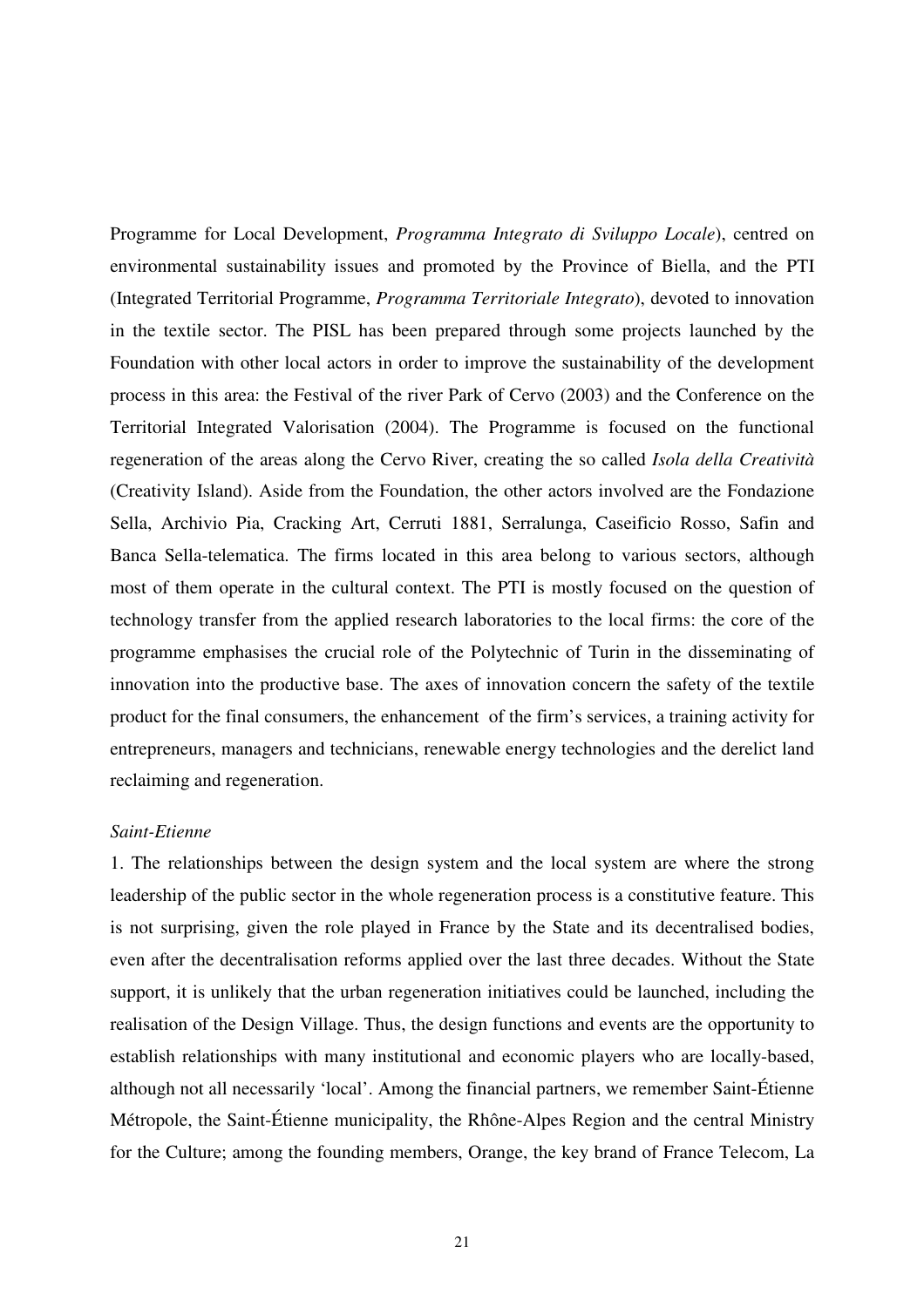Programme for Local Development, *Programma Integrato di Sviluppo Locale*), centred on environmental sustainability issues and promoted by the Province of Biella, and the PTI (Integrated Territorial Programme, *Programma Territoriale Integrato*), devoted to innovation in the textile sector. The PISL has been prepared through some projects launched by the Foundation with other local actors in order to improve the sustainability of the development process in this area: the Festival of the river Park of Cervo (2003) and the Conference on the Territorial Integrated Valorisation (2004). The Programme is focused on the functional regeneration of the areas along the Cervo River, creating the so called *Isola della Creatività* (Creativity Island). Aside from the Foundation, the other actors involved are the Fondazione Sella, Archivio Pia, Cracking Art, Cerruti 1881, Serralunga, Caseificio Rosso, Safin and Banca Sella-telematica. The firms located in this area belong to various sectors, although most of them operate in the cultural context. The PTI is mostly focused on the question of technology transfer from the applied research laboratories to the local firms: the core of the programme emphasises the crucial role of the Polytechnic of Turin in the disseminating of innovation into the productive base. The axes of innovation concern the safety of the textile product for the final consumers, the enhancement of the firm's services, a training activity for entrepreneurs, managers and technicians, renewable energy technologies and the derelict land reclaiming and regeneration.

*Saint-Etienne*

1. The relationships between the design system and the local system are where the strong leadership of the public sector in the whole regeneration process is a constitutive feature. This is not surprising, given the role played in France by the State and its decentralised bodies, even after the decentralisation reforms applied over the last three decades. Without the State support, it is unlikely that the urban regeneration initiatives could be launched, including the realisation of the Design Village. Thus, the design functions and events are the opportunity to establish relationships with many institutional and economic players who are locally-based, although not all necessarily 'local'. Among the financial partners, we remember Saint-Étienne Métropole, the Saint-Étienne municipality, the Rhône-Alpes Region and the central Ministry for the Culture; among the founding members, Orange, the key brand of France Telecom, La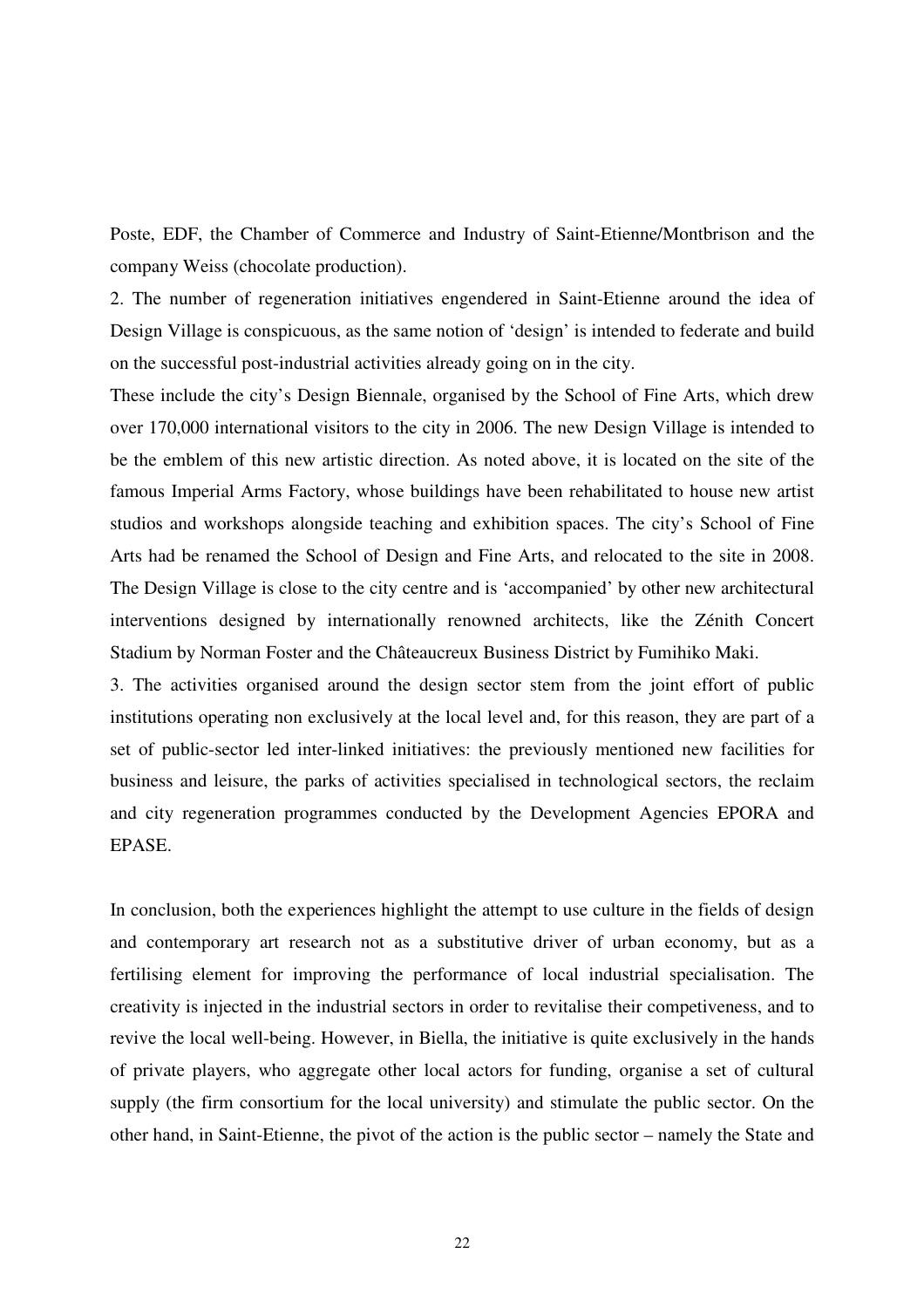Poste, EDF, the Chamber of Commerce and Industry of Saint-Etienne/Montbrison and the company Weiss (chocolate production).

2. The number of regeneration initiatives engendered in Saint-Etienne around the idea of Design Village is conspicuous, as the same notion of 'design' is intended to federate and build on the successful post-industrial activities already going on in the city.

These include the city's Design Biennale, organised by the School of Fine Arts, which drew over 170,000 international visitors to the city in 2006. The new Design Village is intended to be the emblem of this new artistic direction. As noted above, it is located on the site of the famous Imperial Arms Factory, whose buildings have been rehabilitated to house new artist studios and workshops alongside teaching and exhibition spaces. The city's School of Fine Arts had be renamed the School of Design and Fine Arts, and relocated to the site in 2008. The Design Village is close to the city centre and is 'accompanied' by other new architectural interventions designed by internationally renowned architects, like the Zénith Concert Stadium by Norman Foster and the Châteaucreux Business District by Fumihiko Maki.

3. The activities organised around the design sector stem from the joint effort of public institutions operating non exclusively at the local level and, for this reason, they are part of a set of public-sector led inter-linked initiatives: the previously mentioned new facilities for business and leisure, the parks of activities specialised in technological sectors, the reclaim and city regeneration programmes conducted by the Development Agencies EPORA and EPASE.

In conclusion, both the experiences highlight the attempt to use culture in the fields of design and contemporary art research not as a substitutive driver of urban economy, but as a fertilising element for improving the performance of local industrial specialisation. The creativity is injected in the industrial sectors in order to revitalise their competiveness, and to revive the local well-being. However, in Biella, the initiative is quite exclusively in the hands of private players, who aggregate other local actors for funding, organise a set of cultural supply (the firm consortium for the local university) and stimulate the public sector. On the other hand, in Saint-Etienne, the pivot of the action is the public sector – namely the State and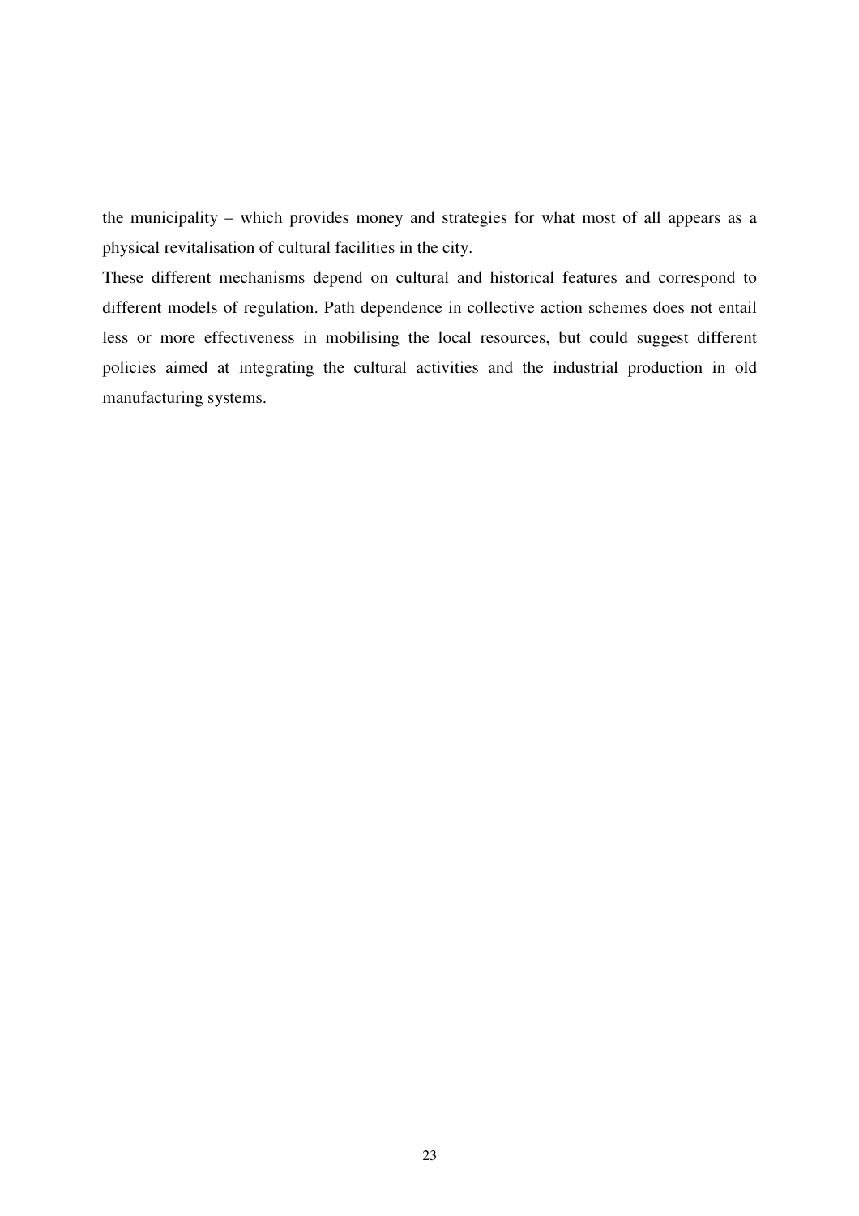the municipality – which provides money and strategies for what most of all appears as a physical revitalisation of cultural facilities in the city.

These different mechanisms depend on cultural and historical features and correspond to different models of regulation. Path dependence in collective action schemes does not entail less or more effectiveness in mobilising the local resources, but could suggest different policies aimed at integrating the cultural activities and the industrial production in old manufacturing systems.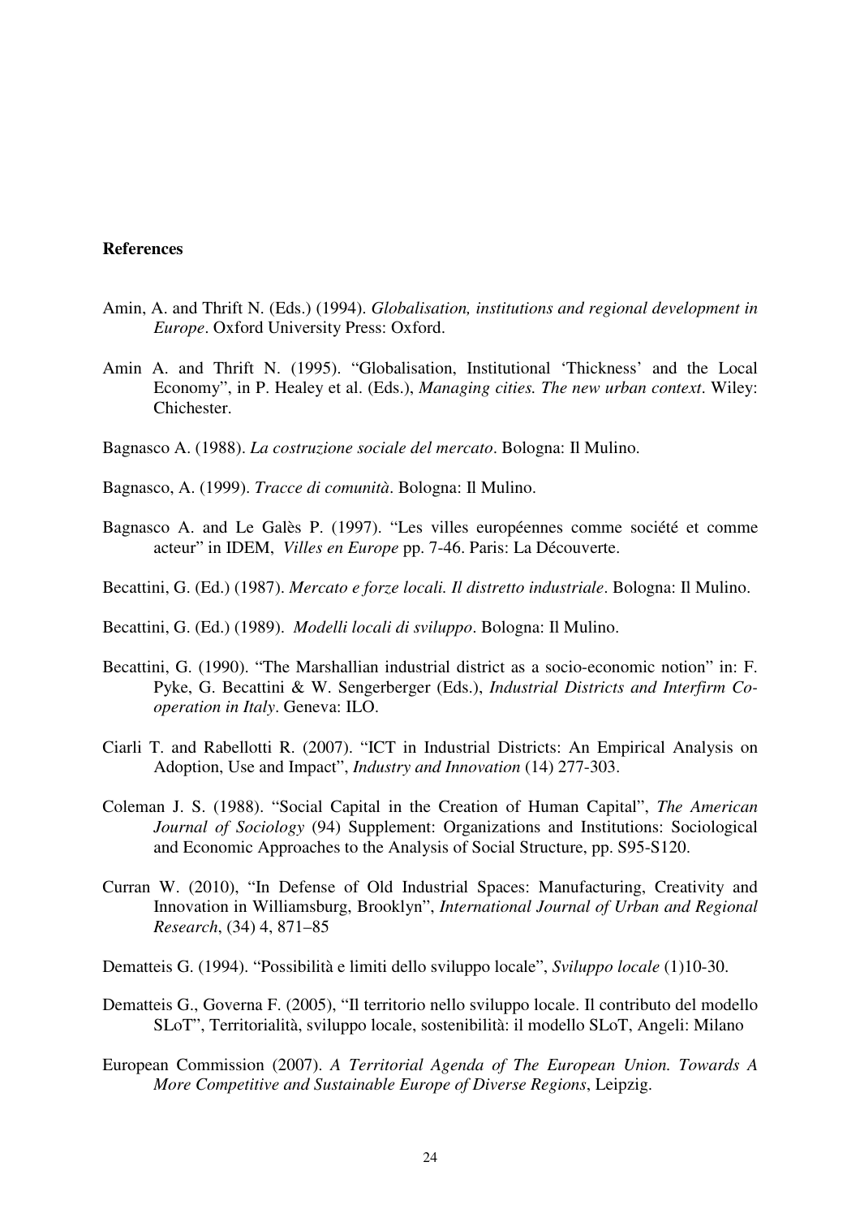**References**

Amin, A. and Thrift N. (Eds.) (1994). *Globalisation, institutions and regional development in Europe*. Oxford University Press: Oxford.

Amin A. and Thrift N. (1995). "Globalisation, Institutional 'Thickness' and the Local Economy", in P. Healey et al. (Eds.), *Managing cities. The new urban context*. Wiley: Chichester.

Bagnasco A. (1988). *La costruzione sociale del mercato*. Bologna: Il Mulino.

Bagnasco, A. (1999). *Tracce di comunità*. Bologna: Il Mulino.

Bagnasco A. and Le Galès P. (1997). "Les villes européennes comme société et comme acteur" in IDEM, *Villes en Europe* pp. 7-46. Paris: La Découverte.

Becattini, G. (Ed.) (1987). *Mercato e forze locali. Il distretto industriale*. Bologna: Il Mulino.

Becattini, G. (Ed.) (1989). *Modelli locali di sviluppo*. Bologna: Il Mulino.

Becattini, G. (1990). "The Marshallian industrial district as a socio-economic notion" in: F. Pyke, G. Becattini & W. Sengerberger (Eds.), *Industrial Districts and Interfirm Co-operation in Italy*. Geneva: ILO.

Ciarli T. and Rabellotti R. (2007). "ICT in Industrial Districts: An Empirical Analysis on Adoption, Use and Impact", *Industry and Innovation* (14) 277-303.

Coleman J. S. (1988). "Social Capital in the Creation of Human Capital", *The American Journal of Sociology* (94) Supplement: Organizations and Institutions: Sociological and Economic Approaches to the Analysis of Social Structure, pp. S95-S120.

Curran W. (2010), "In Defense of Old Industrial Spaces: Manufacturing, Creativity and Innovation in Williamsburg, Brooklyn", *International Journal of Urban and Regional Research*, (34) 4, 871–85

Dematteis G. (1994). "Possibilità e limiti dello sviluppo locale", *Sviluppo locale* (1)10-30.

Dematteis G., Governa F. (2005), "Il territorio nello sviluppo locale. Il contributo del modello SLoT", Territorialità, sviluppo locale, sostenibilità: il modello SLoT, Angeli: Milano

European Commission (2007). *A Territorial Agenda of The European Union. Towards A More Competitive and Sustainable Europe of Diverse Regions*, Leipzig.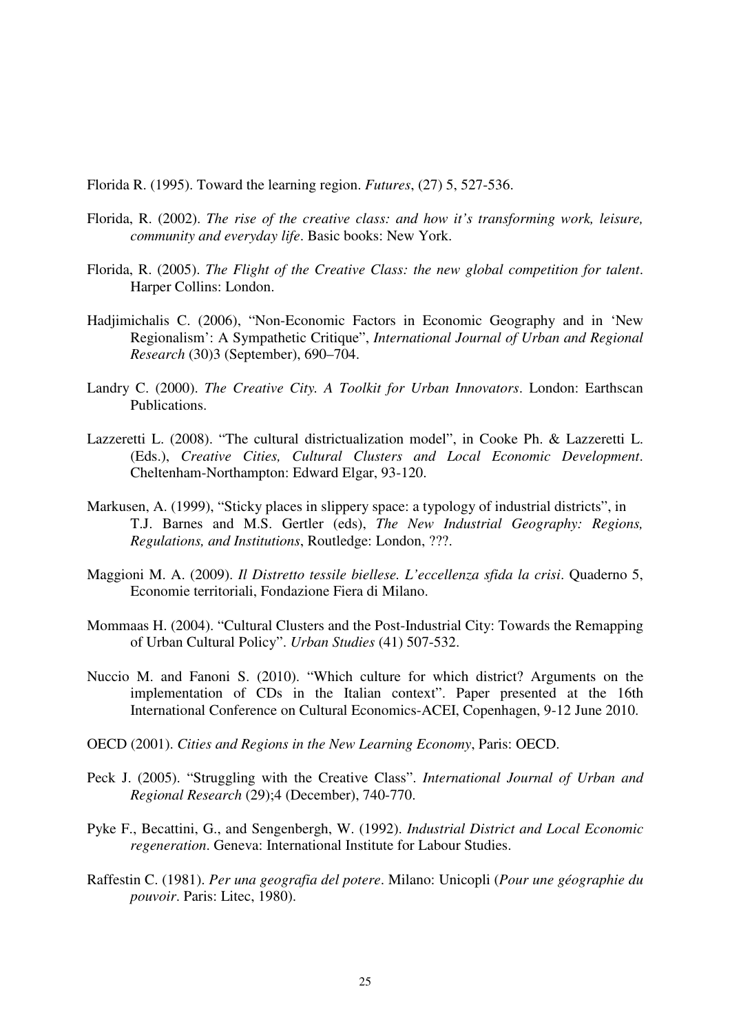Florida R. (1995). Toward the learning region. *Futures*, (27) 5, 527-536.

Florida, R. (2002). *The rise of the creative class: and how it's transforming work, leisure, community and everyday life*. Basic books: New York.

Florida, R. (2005). *The Flight of the Creative Class: the new global competition for talent*. Harper Collins: London.

Hadjimichalis C. (2006), "Non-Economic Factors in Economic Geography and in 'New Regionalism': A Sympathetic Critique", *International Journal of Urban and Regional Research* (30)3 (September), 690–704.

Landry C. (2000). *The Creative City. A Toolkit for Urban Innovators*. London: Earthscan Publications.

Lazzeretti L. (2008). "The cultural districtualization model", in Cooke Ph. & Lazzeretti L. (Eds.), *Creative Cities, Cultural Clusters and Local Economic Development*. Cheltenham-Northampton: Edward Elgar, 93-120.

Markusen, A. (1999), "Sticky places in slippery space: a typology of industrial districts", in T.J. Barnes and M.S. Gertler (eds), *The New Industrial Geography: Regions, Regulations, and Institutions*, Routledge: London, ???.

Maggioni M. A. (2009). *Il Distretto tessile biellese. L'eccellenza sfida la crisi*. Quaderno 5, Economie territoriali, Fondazione Fiera di Milano.

Mommaas H. (2004). "Cultural Clusters and the Post-Industrial City: Towards the Remapping of Urban Cultural Policy". *Urban Studies* (41) 507-532.

Nuccio M. and Fanoni S. (2010). "Which culture for which district? Arguments on the implementation of CDs in the Italian context". Paper presented at the 16th International Conference on Cultural Economics-ACEI, Copenhagen, 9-12 June 2010.

OECD (2001). *Cities and Regions in the New Learning Economy*, Paris: OECD.

Peck J. (2005). "Struggling with the Creative Class". *International Journal of Urban and Regional Research* (29);4 (December), 740-770.

Pyke F., Becattini, G., and Sengenbergh, W. (1992). *Industrial District and Local Economic regeneration*. Geneva: International Institute for Labour Studies.

Raffestin C. (1981). *Per una geografia del potere*. Milano: Unicopli (*Pour une géographie du pouvoir*. Paris: Litec, 1980).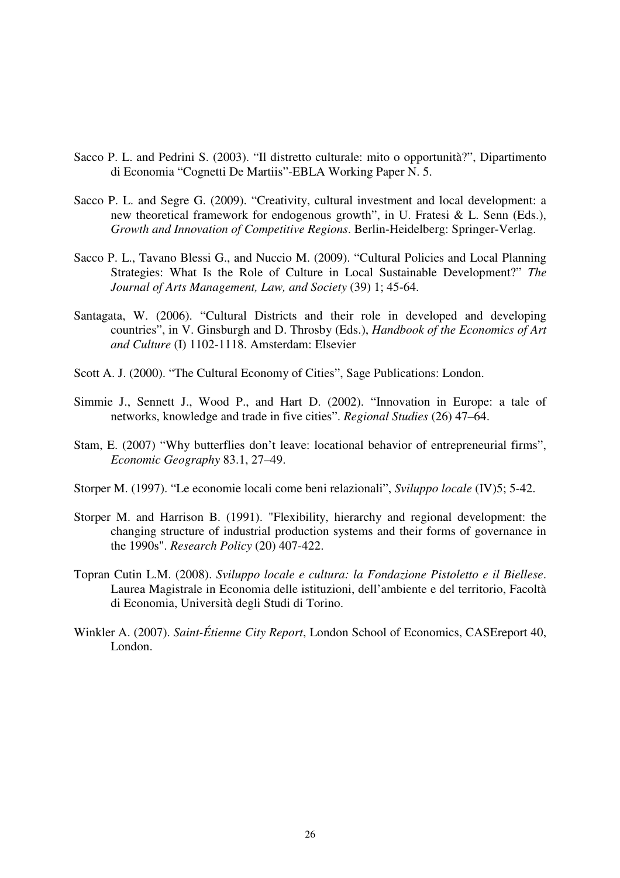Sacco P. L. and Pedrini S. (2003). "Il distretto culturale: mito o opportunità?", Dipartimento di Economia "Cognetti De Martiis"-EBLA Working Paper N. 5.

Sacco P. L. and Segre G. (2009). "Creativity, cultural investment and local development: a new theoretical framework for endogenous growth", in U. Fratesi & L. Senn (Eds.), *Growth and Innovation of Competitive Regions*. Berlin-Heidelberg: Springer-Verlag.

Sacco P. L., Tavano Blessi G., and Nuccio M. (2009). "Cultural Policies and Local Planning Strategies: What Is the Role of Culture in Local Sustainable Development?" *The Journal of Arts Management, Law, and Society* (39) 1; 45-64.

Santagata, W. (2006). "Cultural Districts and their role in developed and developing countries", in V. Ginsburgh and D. Throsby (Eds.), *Handbook of the Economics of Art and Culture* (I) 1102-1118. Amsterdam: Elsevier

Scott A. J. (2000). "The Cultural Economy of Cities", Sage Publications: London.

Simmie J., Sennett J., Wood P., and Hart D. (2002). "Innovation in Europe: a tale of networks, knowledge and trade in five cities". *Regional Studies* (26) 47–64.

Stam, E. (2007) "Why butterflies don't leave: locational behavior of entrepreneurial firms", *Economic Geography* 83.1, 27–49.

Storper M. (1997). "Le economie locali come beni relazionali", *Sviluppo locale* (IV)5; 5-42.

Storper M. and Harrison B. (1991). "Flexibility, hierarchy and regional development: the changing structure of industrial production systems and their forms of governance in the 1990s". *Research Policy* (20) 407-422.

Topran Cutin L.M. (2008). *Sviluppo locale e cultura: la Fondazione Pistoletto e il Biellese*. Laurea Magistrale in Economia delle istituzioni, dell'ambiente e del territorio, Facoltà di Economia, Università degli Studi di Torino.

Winkler A. (2007). *Saint-Étienne City Report*, London School of Economics, CASEreport 40, London.